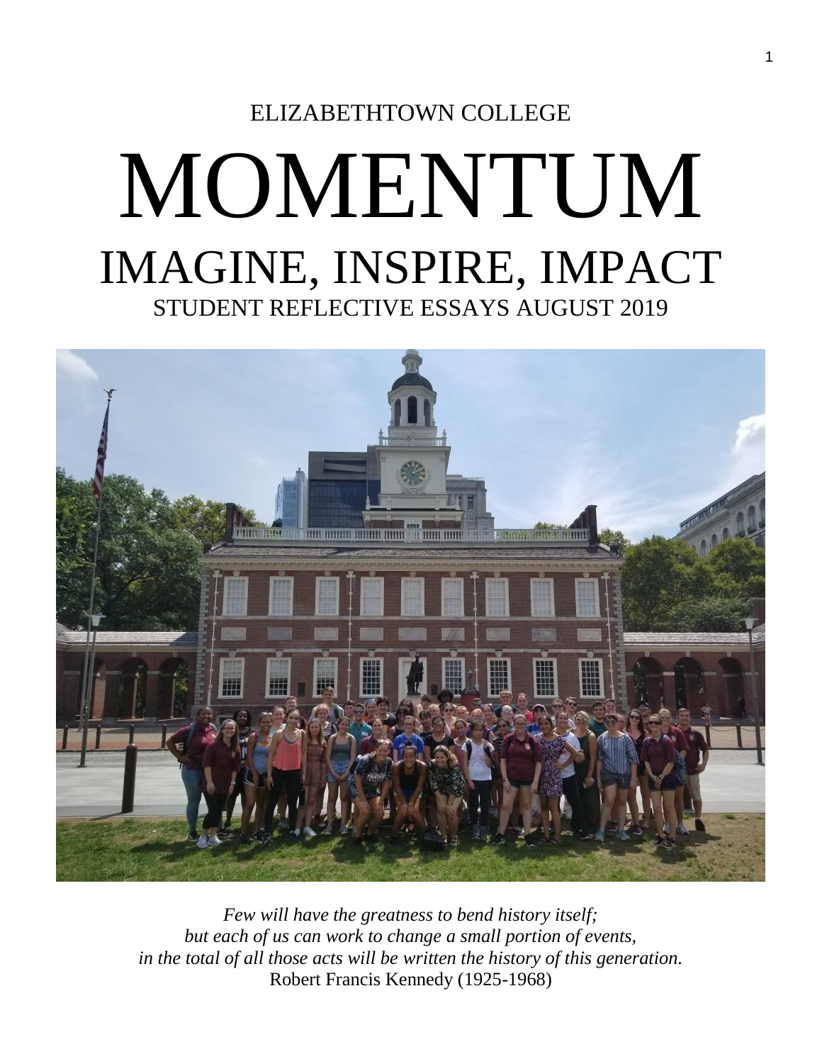ELIZABETHTOWN COLLEGE

# MOMENTUM

## IMAGINE, INSPIRE, IMPACT

### STUDENT REFLECTIVE ESSAYS AUGUST 2019

*Few will have the greatness to bend history itself;*
*but each of us can work to change a small portion of events,*
*in the total of all those acts will be written the history of this generation.*
Robert Francis Kennedy (1925-1968)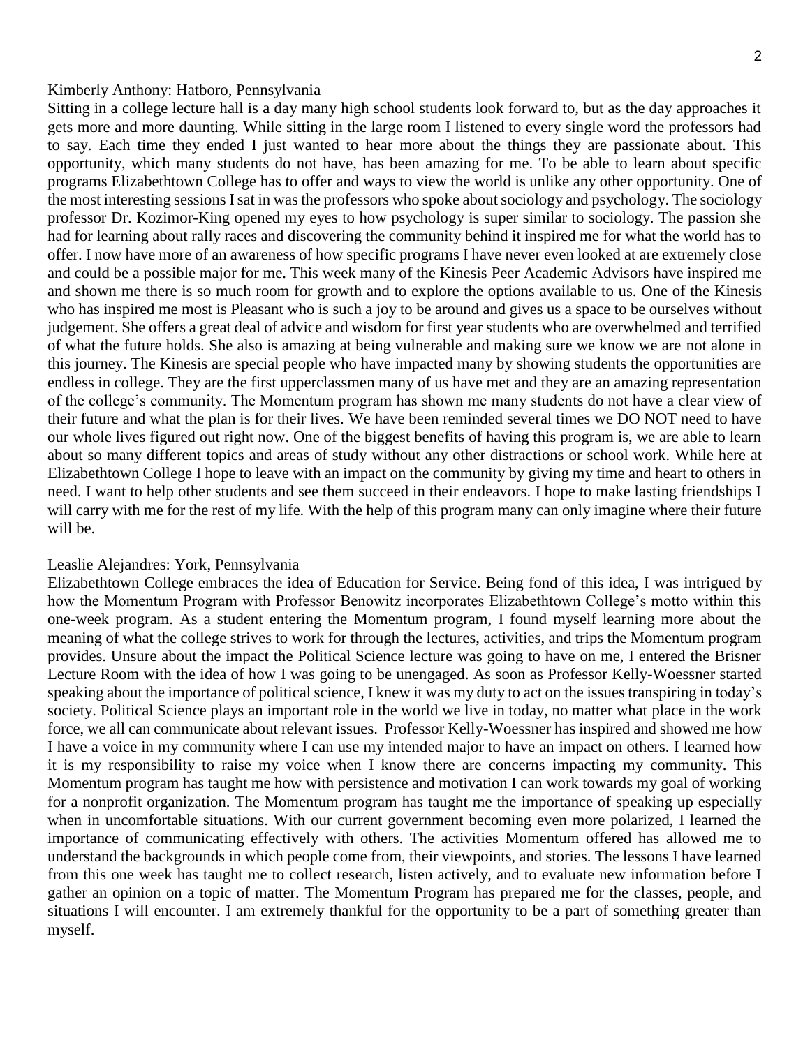Kimberly Anthony: Hatboro, Pennsylvania

Sitting in a college lecture hall is a day many high school students look forward to, but as the day approaches it gets more and more daunting. While sitting in the large room I listened to every single word the professors had to say. Each time they ended I just wanted to hear more about the things they are passionate about. This opportunity, which many students do not have, has been amazing for me. To be able to learn about specific programs Elizabethtown College has to offer and ways to view the world is unlike any other opportunity. One of the most interesting sessions I sat in was the professors who spoke about sociology and psychology. The sociology professor Dr. Kozimor-King opened my eyes to how psychology is super similar to sociology. The passion she had for learning about rally races and discovering the community behind it inspired me for what the world has to offer. I now have more of an awareness of how specific programs I have never even looked at are extremely close and could be a possible major for me. This week many of the Kinesis Peer Academic Advisors have inspired me and shown me there is so much room for growth and to explore the options available to us. One of the Kinesis who has inspired me most is Pleasant who is such a joy to be around and gives us a space to be ourselves without judgement. She offers a great deal of advice and wisdom for first year students who are overwhelmed and terrified of what the future holds. She also is amazing at being vulnerable and making sure we know we are not alone in this journey. The Kinesis are special people who have impacted many by showing students the opportunities are endless in college. They are the first upperclassmen many of us have met and they are an amazing representation of the college's community. The Momentum program has shown me many students do not have a clear view of their future and what the plan is for their lives. We have been reminded several times we DO NOT need to have our whole lives figured out right now. One of the biggest benefits of having this program is, we are able to learn about so many different topics and areas of study without any other distractions or school work. While here at Elizabethtown College I hope to leave with an impact on the community by giving my time and heart to others in need. I want to help other students and see them succeed in their endeavors. I hope to make lasting friendships I will carry with me for the rest of my life. With the help of this program many can only imagine where their future will be.

Leaslie Alejandres: York, Pennsylvania

Elizabethtown College embraces the idea of Education for Service. Being fond of this idea, I was intrigued by how the Momentum Program with Professor Benowitz incorporates Elizabethtown College's motto within this one-week program. As a student entering the Momentum program, I found myself learning more about the meaning of what the college strives to work for through the lectures, activities, and trips the Momentum program provides. Unsure about the impact the Political Science lecture was going to have on me, I entered the Brisner Lecture Room with the idea of how I was going to be unengaged. As soon as Professor Kelly-Woessner started speaking about the importance of political science, I knew it was my duty to act on the issues transpiring in today's society. Political Science plays an important role in the world we live in today, no matter what place in the work force, we all can communicate about relevant issues. Professor Kelly-Woessner has inspired and showed me how I have a voice in my community where I can use my intended major to have an impact on others. I learned how it is my responsibility to raise my voice when I know there are concerns impacting my community. This Momentum program has taught me how with persistence and motivation I can work towards my goal of working for a nonprofit organization. The Momentum program has taught me the importance of speaking up especially when in uncomfortable situations. With our current government becoming even more polarized, I learned the importance of communicating effectively with others. The activities Momentum offered has allowed me to understand the backgrounds in which people come from, their viewpoints, and stories. The lessons I have learned from this one week has taught me to collect research, listen actively, and to evaluate new information before I gather an opinion on a topic of matter. The Momentum Program has prepared me for the classes, people, and situations I will encounter. I am extremely thankful for the opportunity to be a part of something greater than myself.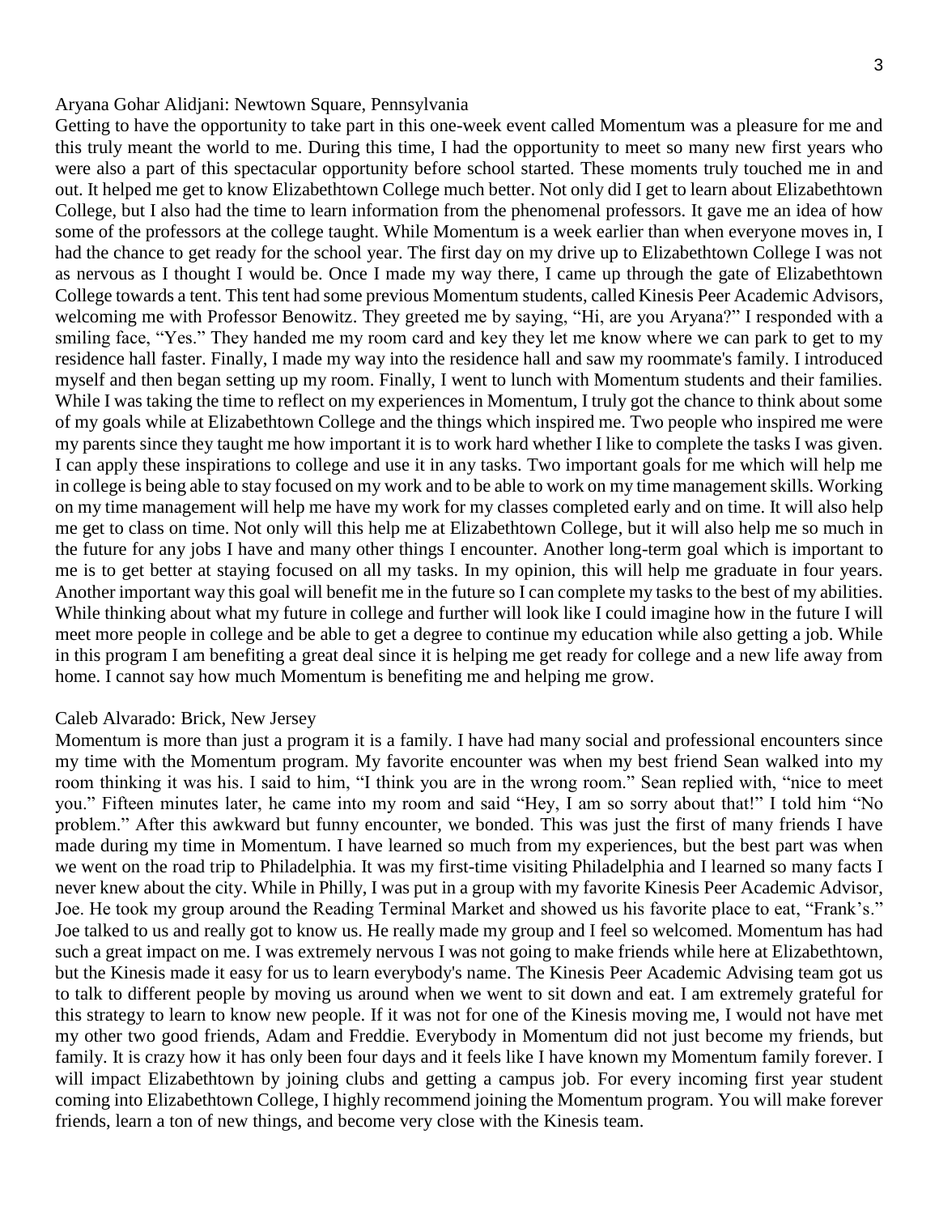Aryana Gohar Alidjani: Newtown Square, Pennsylvania

Getting to have the opportunity to take part in this one-week event called Momentum was a pleasure for me and this truly meant the world to me. During this time, I had the opportunity to meet so many new first years who were also a part of this spectacular opportunity before school started. These moments truly touched me in and out. It helped me get to know Elizabethtown College much better. Not only did I get to learn about Elizabethtown College, but I also had the time to learn information from the phenomenal professors. It gave me an idea of how some of the professors at the college taught. While Momentum is a week earlier than when everyone moves in, I had the chance to get ready for the school year. The first day on my drive up to Elizabethtown College I was not as nervous as I thought I would be. Once I made my way there, I came up through the gate of Elizabethtown College towards a tent. This tent had some previous Momentum students, called Kinesis Peer Academic Advisors, welcoming me with Professor Benowitz. They greeted me by saying, "Hi, are you Aryana?" I responded with a smiling face, "Yes." They handed me my room card and key they let me know where we can park to get to my residence hall faster. Finally, I made my way into the residence hall and saw my roommate's family. I introduced myself and then began setting up my room. Finally, I went to lunch with Momentum students and their families. While I was taking the time to reflect on my experiences in Momentum, I truly got the chance to think about some of my goals while at Elizabethtown College and the things which inspired me. Two people who inspired me were my parents since they taught me how important it is to work hard whether I like to complete the tasks I was given. I can apply these inspirations to college and use it in any tasks. Two important goals for me which will help me in college is being able to stay focused on my work and to be able to work on my time management skills. Working on my time management will help me have my work for my classes completed early and on time. It will also help me get to class on time. Not only will this help me at Elizabethtown College, but it will also help me so much in the future for any jobs I have and many other things I encounter. Another long-term goal which is important to me is to get better at staying focused on all my tasks. In my opinion, this will help me graduate in four years. Another important way this goal will benefit me in the future so I can complete my tasks to the best of my abilities. While thinking about what my future in college and further will look like I could imagine how in the future I will meet more people in college and be able to get a degree to continue my education while also getting a job. While in this program I am benefiting a great deal since it is helping me get ready for college and a new life away from home. I cannot say how much Momentum is benefiting me and helping me grow.

Caleb Alvarado: Brick, New Jersey

Momentum is more than just a program it is a family. I have had many social and professional encounters since my time with the Momentum program. My favorite encounter was when my best friend Sean walked into my room thinking it was his. I said to him, "I think you are in the wrong room." Sean replied with, "nice to meet you." Fifteen minutes later, he came into my room and said "Hey, I am so sorry about that!" I told him "No problem." After this awkward but funny encounter, we bonded. This was just the first of many friends I have made during my time in Momentum. I have learned so much from my experiences, but the best part was when we went on the road trip to Philadelphia. It was my first-time visiting Philadelphia and I learned so many facts I never knew about the city. While in Philly, I was put in a group with my favorite Kinesis Peer Academic Advisor, Joe. He took my group around the Reading Terminal Market and showed us his favorite place to eat, "Frank's." Joe talked to us and really got to know us. He really made my group and I feel so welcomed. Momentum has had such a great impact on me. I was extremely nervous I was not going to make friends while here at Elizabethtown, but the Kinesis made it easy for us to learn everybody's name. The Kinesis Peer Academic Advising team got us to talk to different people by moving us around when we went to sit down and eat. I am extremely grateful for this strategy to learn to know new people. If it was not for one of the Kinesis moving me, I would not have met my other two good friends, Adam and Freddie. Everybody in Momentum did not just become my friends, but family. It is crazy how it has only been four days and it feels like I have known my Momentum family forever. I will impact Elizabethtown by joining clubs and getting a campus job. For every incoming first year student coming into Elizabethtown College, I highly recommend joining the Momentum program. You will make forever friends, learn a ton of new things, and become very close with the Kinesis team.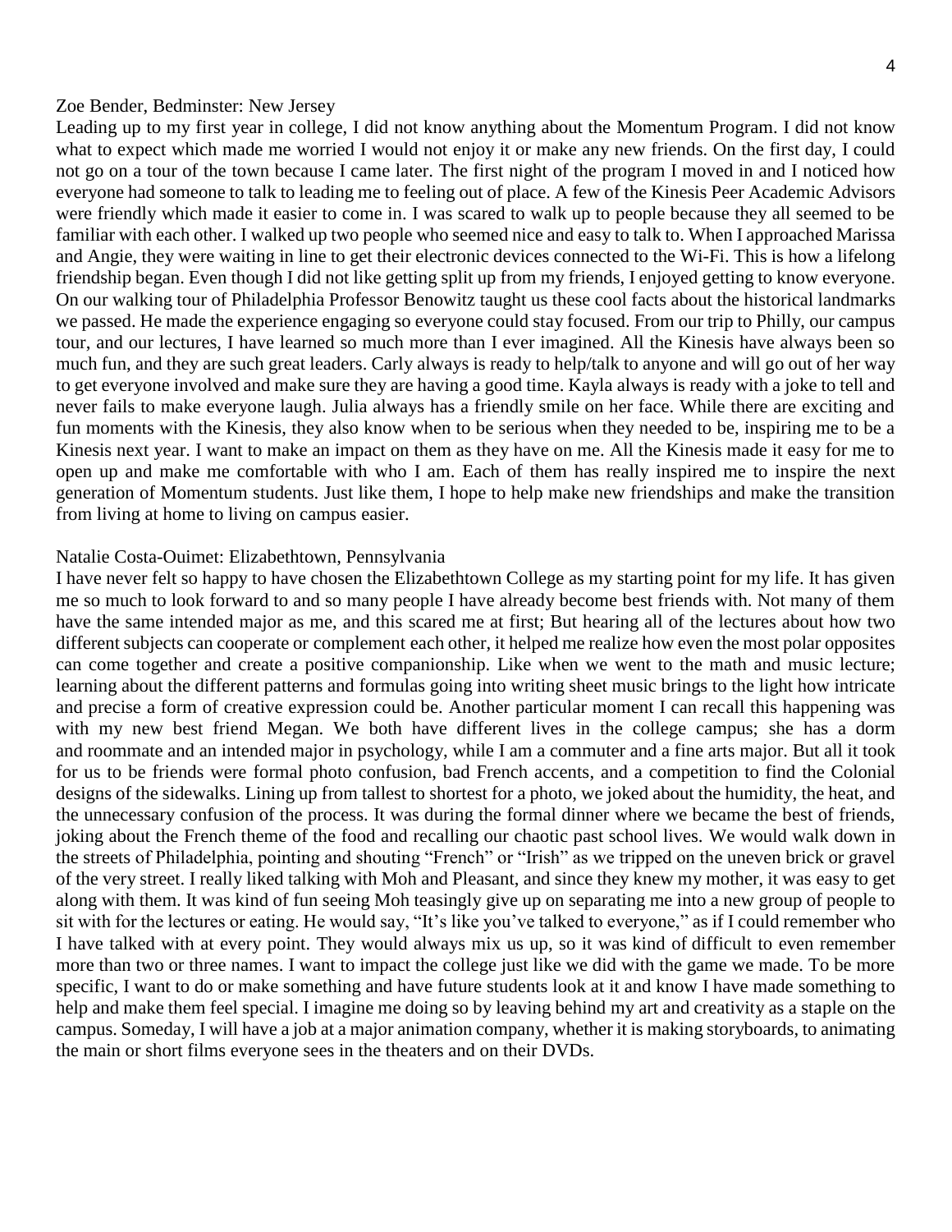Zoe Bender, Bedminster: New Jersey

Leading up to my first year in college, I did not know anything about the Momentum Program. I did not know what to expect which made me worried I would not enjoy it or make any new friends. On the first day, I could not go on a tour of the town because I came later. The first night of the program I moved in and I noticed how everyone had someone to talk to leading me to feeling out of place. A few of the Kinesis Peer Academic Advisors were friendly which made it easier to come in. I was scared to walk up to people because they all seemed to be familiar with each other. I walked up two people who seemed nice and easy to talk to. When I approached Marissa and Angie, they were waiting in line to get their electronic devices connected to the Wi-Fi. This is how a lifelong friendship began. Even though I did not like getting split up from my friends, I enjoyed getting to know everyone. On our walking tour of Philadelphia Professor Benowitz taught us these cool facts about the historical landmarks we passed. He made the experience engaging so everyone could stay focused. From our trip to Philly, our campus tour, and our lectures, I have learned so much more than I ever imagined. All the Kinesis have always been so much fun, and they are such great leaders. Carly always is ready to help/talk to anyone and will go out of her way to get everyone involved and make sure they are having a good time. Kayla always is ready with a joke to tell and never fails to make everyone laugh. Julia always has a friendly smile on her face. While there are exciting and fun moments with the Kinesis, they also know when to be serious when they needed to be, inspiring me to be a Kinesis next year. I want to make an impact on them as they have on me. All the Kinesis made it easy for me to open up and make me comfortable with who I am. Each of them has really inspired me to inspire the next generation of Momentum students. Just like them, I hope to help make new friendships and make the transition from living at home to living on campus easier.

Natalie Costa-Ouimet: Elizabethtown, Pennsylvania

I have never felt so happy to have chosen the Elizabethtown College as my starting point for my life. It has given me so much to look forward to and so many people I have already become best friends with. Not many of them have the same intended major as me, and this scared me at first; But hearing all of the lectures about how two different subjects can cooperate or complement each other, it helped me realize how even the most polar opposites can come together and create a positive companionship. Like when we went to the math and music lecture; learning about the different patterns and formulas going into writing sheet music brings to the light how intricate and precise a form of creative expression could be. Another particular moment I can recall this happening was with my new best friend Megan. We both have different lives in the college campus; she has a dorm and roommate and an intended major in psychology, while I am a commuter and a fine arts major. But all it took for us to be friends were formal photo confusion, bad French accents, and a competition to find the Colonial designs of the sidewalks. Lining up from tallest to shortest for a photo, we joked about the humidity, the heat, and the unnecessary confusion of the process. It was during the formal dinner where we became the best of friends, joking about the French theme of the food and recalling our chaotic past school lives. We would walk down in the streets of Philadelphia, pointing and shouting "French" or "Irish" as we tripped on the uneven brick or gravel of the very street. I really liked talking with Moh and Pleasant, and since they knew my mother, it was easy to get along with them. It was kind of fun seeing Moh teasingly give up on separating me into a new group of people to sit with for the lectures or eating. He would say, "It's like you've talked to everyone," as if I could remember who I have talked with at every point. They would always mix us up, so it was kind of difficult to even remember more than two or three names. I want to impact the college just like we did with the game we made. To be more specific, I want to do or make something and have future students look at it and know I have made something to help and make them feel special. I imagine me doing so by leaving behind my art and creativity as a staple on the campus. Someday, I will have a job at a major animation company, whether it is making storyboards, to animating the main or short films everyone sees in the theaters and on their DVDs.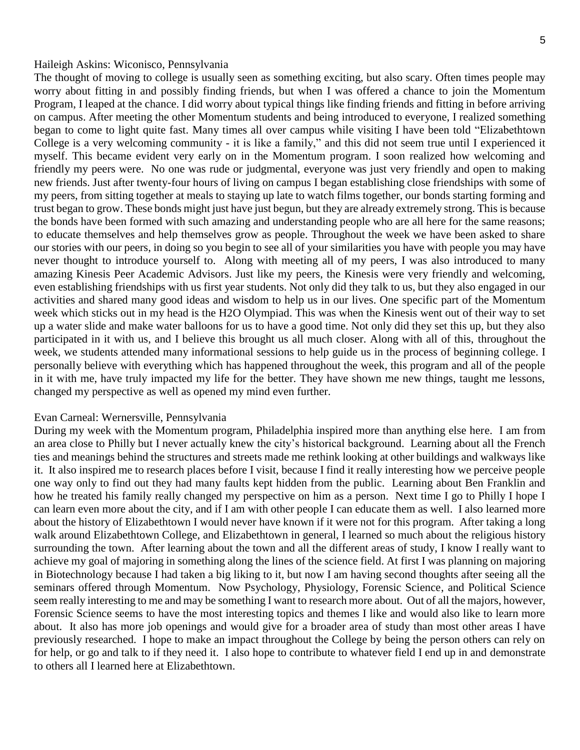Haileigh Askins: Wiconisco, Pennsylvania

The thought of moving to college is usually seen as something exciting, but also scary. Often times people may worry about fitting in and possibly finding friends, but when I was offered a chance to join the Momentum Program, I leaped at the chance. I did worry about typical things like finding friends and fitting in before arriving on campus. After meeting the other Momentum students and being introduced to everyone, I realized something began to come to light quite fast. Many times all over campus while visiting I have been told "Elizabethtown College is a very welcoming community - it is like a family," and this did not seem true until I experienced it myself. This became evident very early on in the Momentum program. I soon realized how welcoming and friendly my peers were. No one was rude or judgmental, everyone was just very friendly and open to making new friends. Just after twenty-four hours of living on campus I began establishing close friendships with some of my peers, from sitting together at meals to staying up late to watch films together, our bonds starting forming and trust began to grow. These bonds might just have just begun, but they are already extremely strong. This is because the bonds have been formed with such amazing and understanding people who are all here for the same reasons; to educate themselves and help themselves grow as people. Throughout the week we have been asked to share our stories with our peers, in doing so you begin to see all of your similarities you have with people you may have never thought to introduce yourself to. Along with meeting all of my peers, I was also introduced to many amazing Kinesis Peer Academic Advisors. Just like my peers, the Kinesis were very friendly and welcoming, even establishing friendships with us first year students. Not only did they talk to us, but they also engaged in our activities and shared many good ideas and wisdom to help us in our lives. One specific part of the Momentum week which sticks out in my head is the H2O Olympiad. This was when the Kinesis went out of their way to set up a water slide and make water balloons for us to have a good time. Not only did they set this up, but they also participated in it with us, and I believe this brought us all much closer. Along with all of this, throughout the week, we students attended many informational sessions to help guide us in the process of beginning college. I personally believe with everything which has happened throughout the week, this program and all of the people in it with me, have truly impacted my life for the better. They have shown me new things, taught me lessons, changed my perspective as well as opened my mind even further.

Evan Carneal: Wernersville, Pennsylvania

During my week with the Momentum program, Philadelphia inspired more than anything else here. I am from an area close to Philly but I never actually knew the city's historical background. Learning about all the French ties and meanings behind the structures and streets made me rethink looking at other buildings and walkways like it. It also inspired me to research places before I visit, because I find it really interesting how we perceive people one way only to find out they had many faults kept hidden from the public. Learning about Ben Franklin and how he treated his family really changed my perspective on him as a person. Next time I go to Philly I hope I can learn even more about the city, and if I am with other people I can educate them as well. I also learned more about the history of Elizabethtown College I would never have known if it were not for this program. After taking a long walk around Elizabethtown College, and Elizabethtown in general, I learned so much about the religious history surrounding the town. After learning about the town and all the different areas of study, I know I really want to achieve my goal of majoring in something along the lines of the science field. At first I was planning on majoring in Biotechnology because I had taken a big liking to it, but now I am having second thoughts after seeing all the seminars offered through Momentum. Now Psychology, Physiology, Forensic Science, and Political Science seem really interesting to me and may be something I want to research more about. Out of all the majors, however, Forensic Science seems to have the most interesting topics and themes I like and would also like to learn more about. It also has more job openings and would give for a broader area of study than most other areas I have previously researched. I hope to make an impact throughout the College by being the person others can rely on for help, or go and talk to if they need it. I also hope to contribute to whatever field I end up in and demonstrate to others all I learned here at Elizabethtown.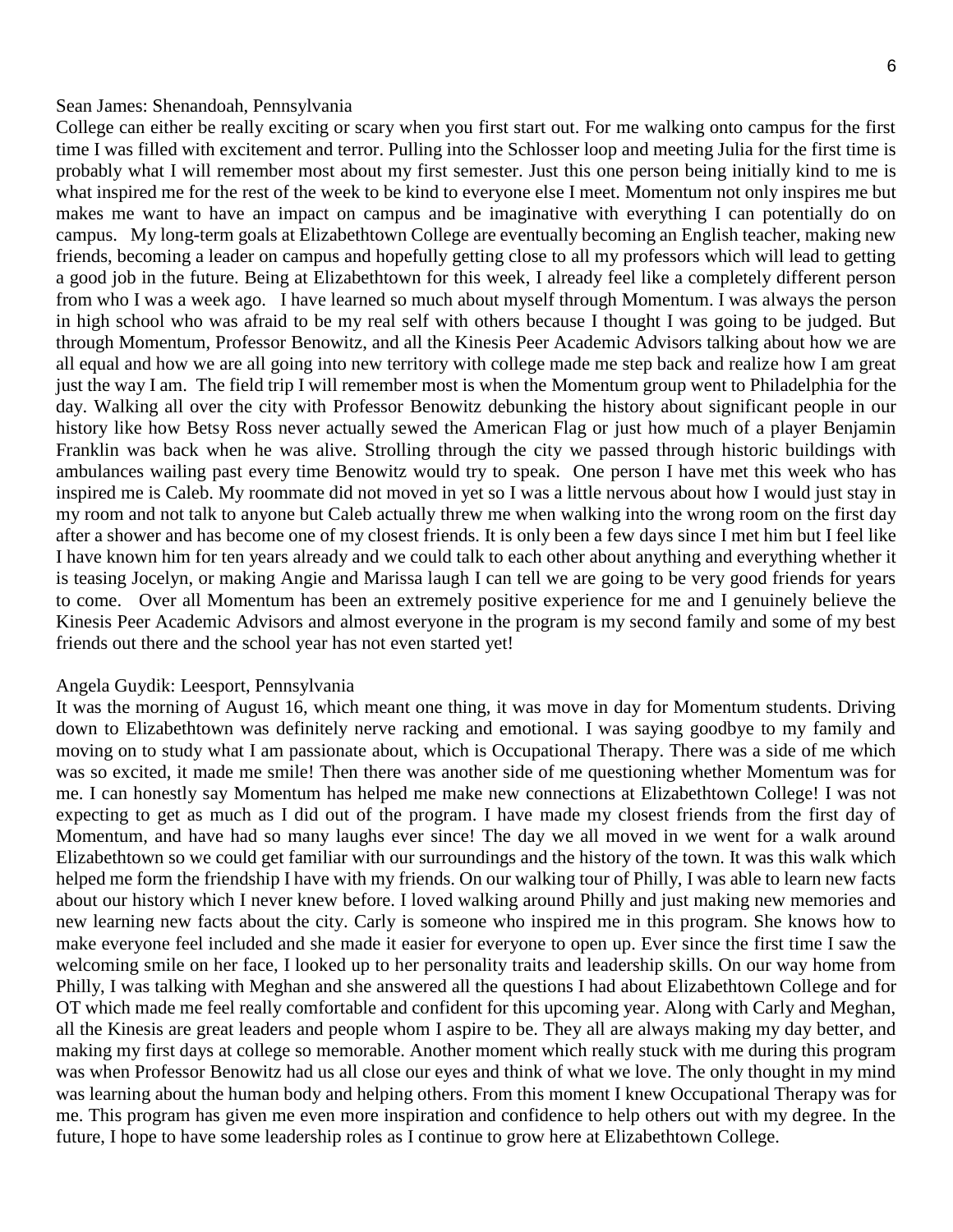Sean James: Shenandoah, Pennsylvania

College can either be really exciting or scary when you first start out. For me walking onto campus for the first time I was filled with excitement and terror. Pulling into the Schlosser loop and meeting Julia for the first time is probably what I will remember most about my first semester. Just this one person being initially kind to me is what inspired me for the rest of the week to be kind to everyone else I meet. Momentum not only inspires me but makes me want to have an impact on campus and be imaginative with everything I can potentially do on campus. My long-term goals at Elizabethtown College are eventually becoming an English teacher, making new friends, becoming a leader on campus and hopefully getting close to all my professors which will lead to getting a good job in the future. Being at Elizabethtown for this week, I already feel like a completely different person from who I was a week ago. I have learned so much about myself through Momentum. I was always the person in high school who was afraid to be my real self with others because I thought I was going to be judged. But through Momentum, Professor Benowitz, and all the Kinesis Peer Academic Advisors talking about how we are all equal and how we are all going into new territory with college made me step back and realize how I am great just the way I am. The field trip I will remember most is when the Momentum group went to Philadelphia for the day. Walking all over the city with Professor Benowitz debunking the history about significant people in our history like how Betsy Ross never actually sewed the American Flag or just how much of a player Benjamin Franklin was back when he was alive. Strolling through the city we passed through historic buildings with ambulances wailing past every time Benowitz would try to speak. One person I have met this week who has inspired me is Caleb. My roommate did not moved in yet so I was a little nervous about how I would just stay in my room and not talk to anyone but Caleb actually threw me when walking into the wrong room on the first day after a shower and has become one of my closest friends. It is only been a few days since I met him but I feel like I have known him for ten years already and we could talk to each other about anything and everything whether it is teasing Jocelyn, or making Angie and Marissa laugh I can tell we are going to be very good friends for years to come. Over all Momentum has been an extremely positive experience for me and I genuinely believe the Kinesis Peer Academic Advisors and almost everyone in the program is my second family and some of my best friends out there and the school year has not even started yet!

Angela Guydik: Leesport, Pennsylvania

It was the morning of August 16, which meant one thing, it was move in day for Momentum students. Driving down to Elizabethtown was definitely nerve racking and emotional. I was saying goodbye to my family and moving on to study what I am passionate about, which is Occupational Therapy. There was a side of me which was so excited, it made me smile! Then there was another side of me questioning whether Momentum was for me. I can honestly say Momentum has helped me make new connections at Elizabethtown College! I was not expecting to get as much as I did out of the program. I have made my closest friends from the first day of Momentum, and have had so many laughs ever since! The day we all moved in we went for a walk around Elizabethtown so we could get familiar with our surroundings and the history of the town. It was this walk which helped me form the friendship I have with my friends. On our walking tour of Philly, I was able to learn new facts about our history which I never knew before. I loved walking around Philly and just making new memories and new learning new facts about the city. Carly is someone who inspired me in this program. She knows how to make everyone feel included and she made it easier for everyone to open up. Ever since the first time I saw the welcoming smile on her face, I looked up to her personality traits and leadership skills. On our way home from Philly, I was talking with Meghan and she answered all the questions I had about Elizabethtown College and for OT which made me feel really comfortable and confident for this upcoming year. Along with Carly and Meghan, all the Kinesis are great leaders and people whom I aspire to be. They all are always making my day better, and making my first days at college so memorable. Another moment which really stuck with me during this program was when Professor Benowitz had us all close our eyes and think of what we love. The only thought in my mind was learning about the human body and helping others. From this moment I knew Occupational Therapy was for me. This program has given me even more inspiration and confidence to help others out with my degree. In the future, I hope to have some leadership roles as I continue to grow here at Elizabethtown College.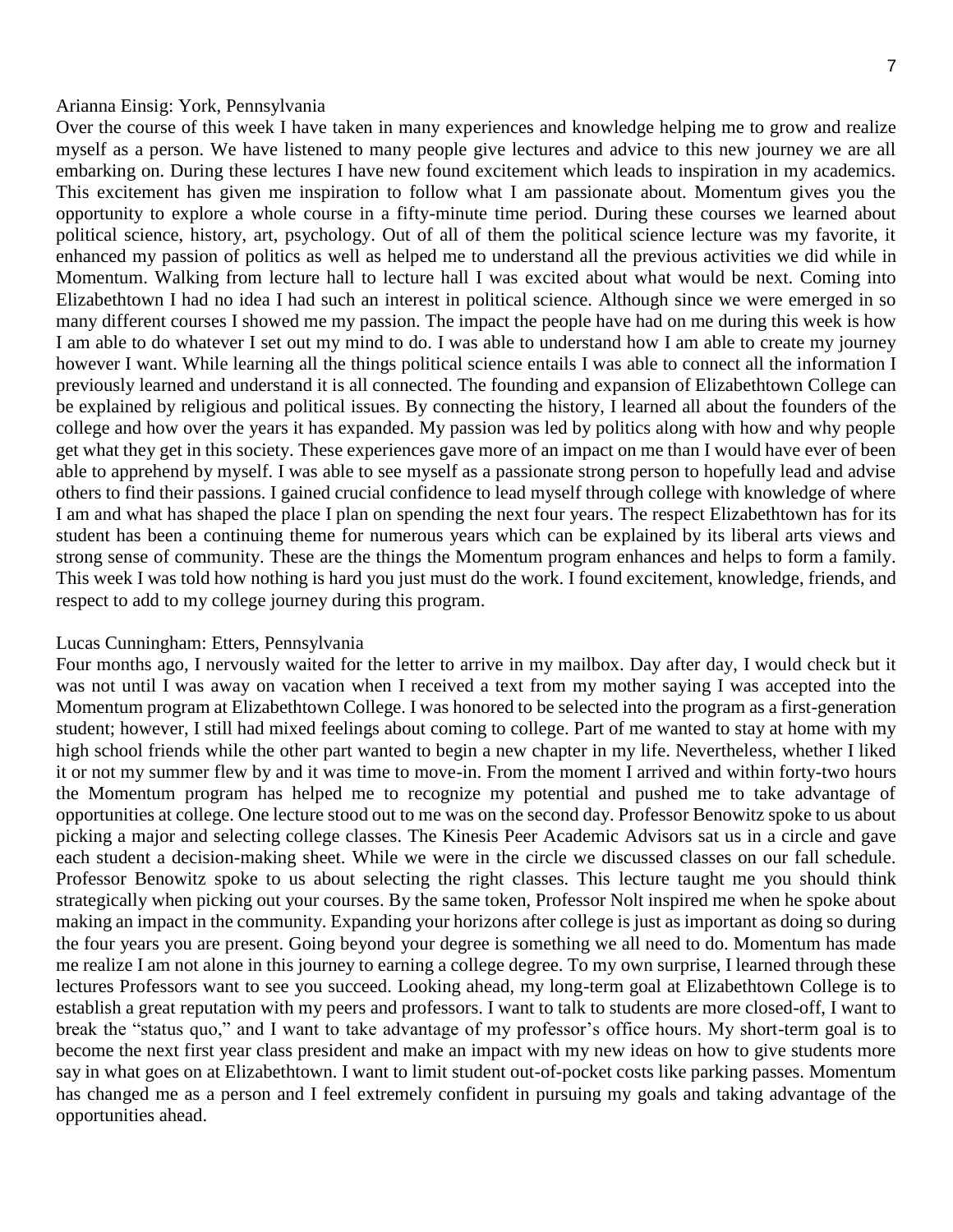Arianna Einsig: York, Pennsylvania

Over the course of this week I have taken in many experiences and knowledge helping me to grow and realize myself as a person. We have listened to many people give lectures and advice to this new journey we are all embarking on. During these lectures I have new found excitement which leads to inspiration in my academics. This excitement has given me inspiration to follow what I am passionate about. Momentum gives you the opportunity to explore a whole course in a fifty-minute time period. During these courses we learned about political science, history, art, psychology. Out of all of them the political science lecture was my favorite, it enhanced my passion of politics as well as helped me to understand all the previous activities we did while in Momentum. Walking from lecture hall to lecture hall I was excited about what would be next. Coming into Elizabethtown I had no idea I had such an interest in political science. Although since we were emerged in so many different courses I showed me my passion. The impact the people have had on me during this week is how I am able to do whatever I set out my mind to do. I was able to understand how I am able to create my journey however I want. While learning all the things political science entails I was able to connect all the information I previously learned and understand it is all connected. The founding and expansion of Elizabethtown College can be explained by religious and political issues. By connecting the history, I learned all about the founders of the college and how over the years it has expanded. My passion was led by politics along with how and why people get what they get in this society. These experiences gave more of an impact on me than I would have ever of been able to apprehend by myself. I was able to see myself as a passionate strong person to hopefully lead and advise others to find their passions. I gained crucial confidence to lead myself through college with knowledge of where I am and what has shaped the place I plan on spending the next four years. The respect Elizabethtown has for its student has been a continuing theme for numerous years which can be explained by its liberal arts views and strong sense of community. These are the things the Momentum program enhances and helps to form a family. This week I was told how nothing is hard you just must do the work. I found excitement, knowledge, friends, and respect to add to my college journey during this program.

Lucas Cunningham: Etters, Pennsylvania

Four months ago, I nervously waited for the letter to arrive in my mailbox. Day after day, I would check but it was not until I was away on vacation when I received a text from my mother saying I was accepted into the Momentum program at Elizabethtown College. I was honored to be selected into the program as a first-generation student; however, I still had mixed feelings about coming to college. Part of me wanted to stay at home with my high school friends while the other part wanted to begin a new chapter in my life. Nevertheless, whether I liked it or not my summer flew by and it was time to move-in. From the moment I arrived and within forty-two hours the Momentum program has helped me to recognize my potential and pushed me to take advantage of opportunities at college. One lecture stood out to me was on the second day. Professor Benowitz spoke to us about picking a major and selecting college classes. The Kinesis Peer Academic Advisors sat us in a circle and gave each student a decision-making sheet. While we were in the circle we discussed classes on our fall schedule. Professor Benowitz spoke to us about selecting the right classes. This lecture taught me you should think strategically when picking out your courses. By the same token, Professor Nolt inspired me when he spoke about making an impact in the community. Expanding your horizons after college is just as important as doing so during the four years you are present. Going beyond your degree is something we all need to do. Momentum has made me realize I am not alone in this journey to earning a college degree. To my own surprise, I learned through these lectures Professors want to see you succeed. Looking ahead, my long-term goal at Elizabethtown College is to establish a great reputation with my peers and professors. I want to talk to students are more closed-off, I want to break the "status quo," and I want to take advantage of my professor's office hours. My short-term goal is to become the next first year class president and make an impact with my new ideas on how to give students more say in what goes on at Elizabethtown. I want to limit student out-of-pocket costs like parking passes. Momentum has changed me as a person and I feel extremely confident in pursuing my goals and taking advantage of the opportunities ahead.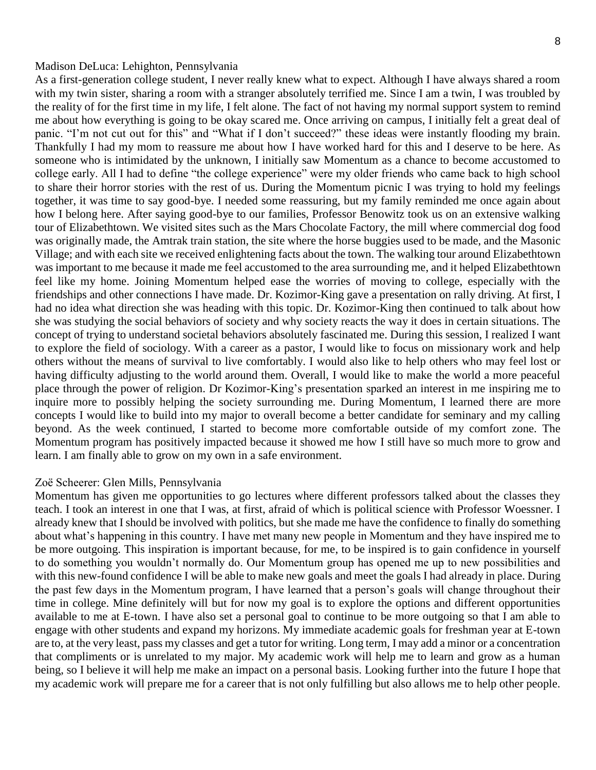Madison DeLuca: Lehighton, Pennsylvania

As a first-generation college student, I never really knew what to expect. Although I have always shared a room with my twin sister, sharing a room with a stranger absolutely terrified me. Since I am a twin, I was troubled by the reality of for the first time in my life, I felt alone. The fact of not having my normal support system to remind me about how everything is going to be okay scared me. Once arriving on campus, I initially felt a great deal of panic. "I'm not cut out for this" and "What if I don't succeed?" these ideas were instantly flooding my brain. Thankfully I had my mom to reassure me about how I have worked hard for this and I deserve to be here. As someone who is intimidated by the unknown, I initially saw Momentum as a chance to become accustomed to college early. All I had to define "the college experience" were my older friends who came back to high school to share their horror stories with the rest of us. During the Momentum picnic I was trying to hold my feelings together, it was time to say good-bye. I needed some reassuring, but my family reminded me once again about how I belong here. After saying good-bye to our families, Professor Benowitz took us on an extensive walking tour of Elizabethtown. We visited sites such as the Mars Chocolate Factory, the mill where commercial dog food was originally made, the Amtrak train station, the site where the horse buggies used to be made, and the Masonic Village; and with each site we received enlightening facts about the town. The walking tour around Elizabethtown was important to me because it made me feel accustomed to the area surrounding me, and it helped Elizabethtown feel like my home. Joining Momentum helped ease the worries of moving to college, especially with the friendships and other connections I have made. Dr. Kozimor-King gave a presentation on rally driving. At first, I had no idea what direction she was heading with this topic. Dr. Kozimor-King then continued to talk about how she was studying the social behaviors of society and why society reacts the way it does in certain situations. The concept of trying to understand societal behaviors absolutely fascinated me. During this session, I realized I want to explore the field of sociology. With a career as a pastor, I would like to focus on missionary work and help others without the means of survival to live comfortably. I would also like to help others who may feel lost or having difficulty adjusting to the world around them. Overall, I would like to make the world a more peaceful place through the power of religion. Dr Kozimor-King's presentation sparked an interest in me inspiring me to inquire more to possibly helping the society surrounding me. During Momentum, I learned there are more concepts I would like to build into my major to overall become a better candidate for seminary and my calling beyond. As the week continued, I started to become more comfortable outside of my comfort zone. The Momentum program has positively impacted because it showed me how I still have so much more to grow and learn. I am finally able to grow on my own in a safe environment.

Zoë Scheerer: Glen Mills, Pennsylvania

Momentum has given me opportunities to go lectures where different professors talked about the classes they teach. I took an interest in one that I was, at first, afraid of which is political science with Professor Woessner. I already knew that I should be involved with politics, but she made me have the confidence to finally do something about what's happening in this country. I have met many new people in Momentum and they have inspired me to be more outgoing. This inspiration is important because, for me, to be inspired is to gain confidence in yourself to do something you wouldn't normally do. Our Momentum group has opened me up to new possibilities and with this new-found confidence I will be able to make new goals and meet the goals I had already in place. During the past few days in the Momentum program, I have learned that a person's goals will change throughout their time in college. Mine definitely will but for now my goal is to explore the options and different opportunities available to me at E-town. I have also set a personal goal to continue to be more outgoing so that I am able to engage with other students and expand my horizons. My immediate academic goals for freshman year at E-town are to, at the very least, pass my classes and get a tutor for writing. Long term, I may add a minor or a concentration that compliments or is unrelated to my major. My academic work will help me to learn and grow as a human being, so I believe it will help me make an impact on a personal basis. Looking further into the future I hope that my academic work will prepare me for a career that is not only fulfilling but also allows me to help other people.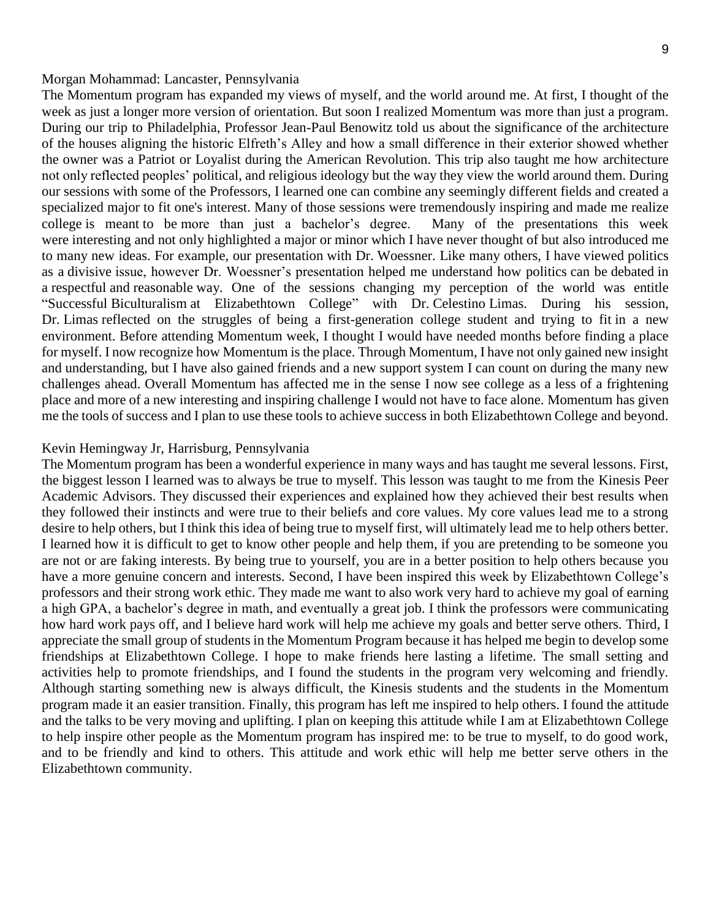Morgan Mohammad: Lancaster, Pennsylvania

The Momentum program has expanded my views of myself, and the world around me. At first, I thought of the week as just a longer more version of orientation. But soon I realized Momentum was more than just a program. During our trip to Philadelphia, Professor Jean-Paul Benowitz told us about the significance of the architecture of the houses aligning the historic Elfreth's Alley and how a small difference in their exterior showed whether the owner was a Patriot or Loyalist during the American Revolution. This trip also taught me how architecture not only reflected peoples' political, and religious ideology but the way they view the world around them. During our sessions with some of the Professors, I learned one can combine any seemingly different fields and created a specialized major to fit one's interest. Many of those sessions were tremendously inspiring and made me realize college is meant to be more than just a bachelor's degree. Many of the presentations this week were interesting and not only highlighted a major or minor which I have never thought of but also introduced me to many new ideas. For example, our presentation with Dr. Woessner. Like many others, I have viewed politics as a divisive issue, however Dr. Woessner's presentation helped me understand how politics can be debated in a respectful and reasonable way. One of the sessions changing my perception of the world was entitle "Successful Biculturalism at Elizabethtown College" with Dr. Celestino Limas. During his session, Dr. Limas reflected on the struggles of being a first-generation college student and trying to fit in a new environment. Before attending Momentum week, I thought I would have needed months before finding a place for myself. I now recognize how Momentum is the place. Through Momentum, I have not only gained new insight and understanding, but I have also gained friends and a new support system I can count on during the many new challenges ahead. Overall Momentum has affected me in the sense I now see college as a less of a frightening place and more of a new interesting and inspiring challenge I would not have to face alone. Momentum has given me the tools of success and I plan to use these tools to achieve success in both Elizabethtown College and beyond.

Kevin Hemingway Jr, Harrisburg, Pennsylvania

The Momentum program has been a wonderful experience in many ways and has taught me several lessons. First, the biggest lesson I learned was to always be true to myself. This lesson was taught to me from the Kinesis Peer Academic Advisors. They discussed their experiences and explained how they achieved their best results when they followed their instincts and were true to their beliefs and core values. My core values lead me to a strong desire to help others, but I think this idea of being true to myself first, will ultimately lead me to help others better. I learned how it is difficult to get to know other people and help them, if you are pretending to be someone you are not or are faking interests. By being true to yourself, you are in a better position to help others because you have a more genuine concern and interests. Second, I have been inspired this week by Elizabethtown College's professors and their strong work ethic. They made me want to also work very hard to achieve my goal of earning a high GPA, a bachelor's degree in math, and eventually a great job. I think the professors were communicating how hard work pays off, and I believe hard work will help me achieve my goals and better serve others. Third, I appreciate the small group of students in the Momentum Program because it has helped me begin to develop some friendships at Elizabethtown College. I hope to make friends here lasting a lifetime. The small setting and activities help to promote friendships, and I found the students in the program very welcoming and friendly. Although starting something new is always difficult, the Kinesis students and the students in the Momentum program made it an easier transition. Finally, this program has left me inspired to help others. I found the attitude and the talks to be very moving and uplifting. I plan on keeping this attitude while I am at Elizabethtown College to help inspire other people as the Momentum program has inspired me: to be true to myself, to do good work, and to be friendly and kind to others. This attitude and work ethic will help me better serve others in the Elizabethtown community.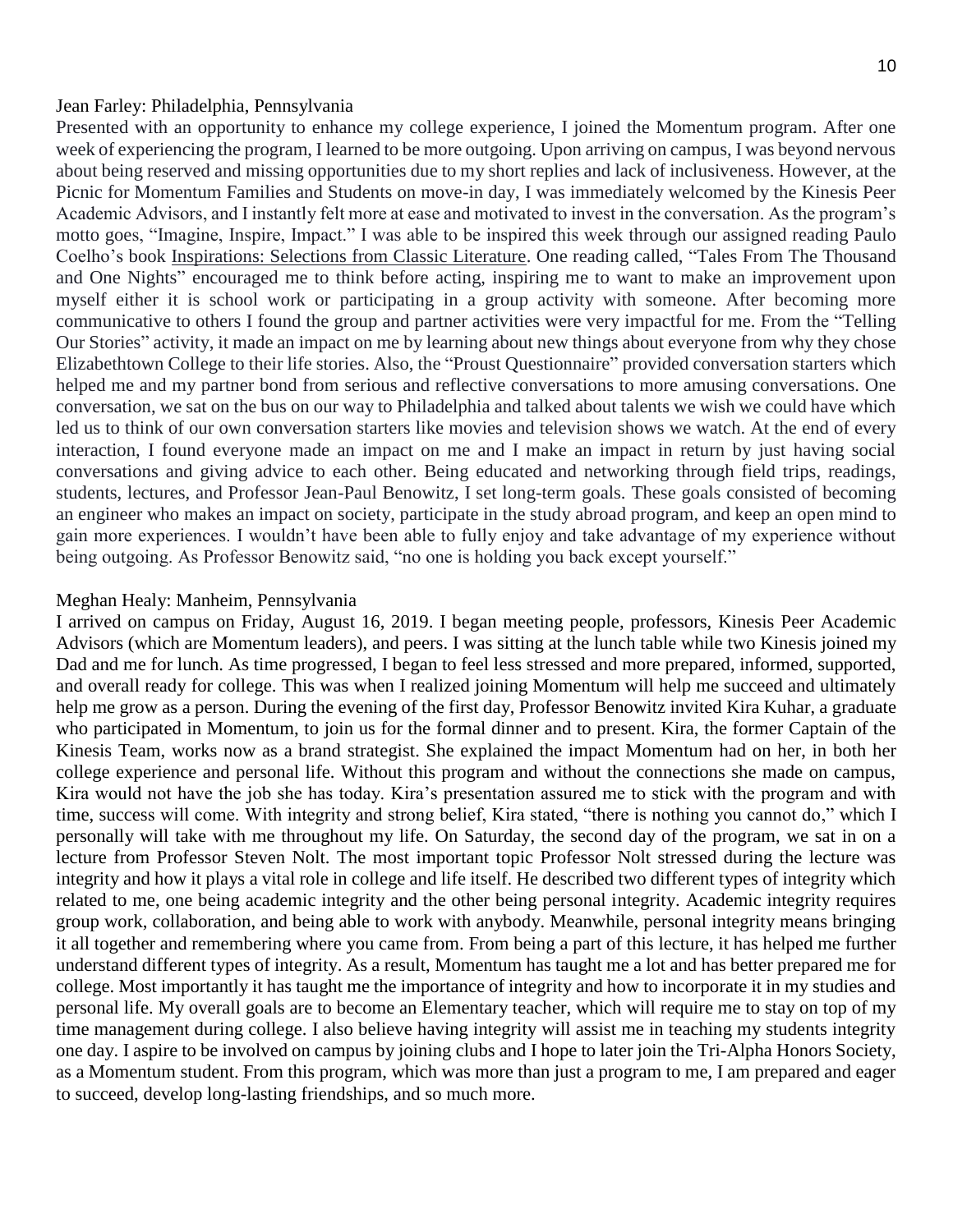Jean Farley: Philadelphia, Pennsylvania

Presented with an opportunity to enhance my college experience, I joined the Momentum program. After one week of experiencing the program, I learned to be more outgoing. Upon arriving on campus, I was beyond nervous about being reserved and missing opportunities due to my short replies and lack of inclusiveness. However, at the Picnic for Momentum Families and Students on move-in day, I was immediately welcomed by the Kinesis Peer Academic Advisors, and I instantly felt more at ease and motivated to invest in the conversation. As the program's motto goes, "Imagine, Inspire, Impact." I was able to be inspired this week through our assigned reading Paulo Coelho's book Inspirations: Selections from Classic Literature. One reading called, "Tales From The Thousand and One Nights" encouraged me to think before acting, inspiring me to want to make an improvement upon myself either it is school work or participating in a group activity with someone. After becoming more communicative to others I found the group and partner activities were very impactful for me. From the "Telling Our Stories" activity, it made an impact on me by learning about new things about everyone from why they chose Elizabethtown College to their life stories. Also, the "Proust Questionnaire" provided conversation starters which helped me and my partner bond from serious and reflective conversations to more amusing conversations. One conversation, we sat on the bus on our way to Philadelphia and talked about talents we wish we could have which led us to think of our own conversation starters like movies and television shows we watch. At the end of every interaction, I found everyone made an impact on me and I make an impact in return by just having social conversations and giving advice to each other. Being educated and networking through field trips, readings, students, lectures, and Professor Jean-Paul Benowitz, I set long-term goals. These goals consisted of becoming an engineer who makes an impact on society, participate in the study abroad program, and keep an open mind to gain more experiences. I wouldn't have been able to fully enjoy and take advantage of my experience without being outgoing. As Professor Benowitz said, "no one is holding you back except yourself."

Meghan Healy: Manheim, Pennsylvania

I arrived on campus on Friday, August 16, 2019. I began meeting people, professors, Kinesis Peer Academic Advisors (which are Momentum leaders), and peers. I was sitting at the lunch table while two Kinesis joined my Dad and me for lunch. As time progressed, I began to feel less stressed and more prepared, informed, supported, and overall ready for college. This was when I realized joining Momentum will help me succeed and ultimately help me grow as a person. During the evening of the first day, Professor Benowitz invited Kira Kuhar, a graduate who participated in Momentum, to join us for the formal dinner and to present. Kira, the former Captain of the Kinesis Team, works now as a brand strategist. She explained the impact Momentum had on her, in both her college experience and personal life. Without this program and without the connections she made on campus, Kira would not have the job she has today. Kira's presentation assured me to stick with the program and with time, success will come. With integrity and strong belief, Kira stated, "there is nothing you cannot do," which I personally will take with me throughout my life. On Saturday, the second day of the program, we sat in on a lecture from Professor Steven Nolt. The most important topic Professor Nolt stressed during the lecture was integrity and how it plays a vital role in college and life itself. He described two different types of integrity which related to me, one being academic integrity and the other being personal integrity. Academic integrity requires group work, collaboration, and being able to work with anybody. Meanwhile, personal integrity means bringing it all together and remembering where you came from. From being a part of this lecture, it has helped me further understand different types of integrity. As a result, Momentum has taught me a lot and has better prepared me for college. Most importantly it has taught me the importance of integrity and how to incorporate it in my studies and personal life. My overall goals are to become an Elementary teacher, which will require me to stay on top of my time management during college. I also believe having integrity will assist me in teaching my students integrity one day. I aspire to be involved on campus by joining clubs and I hope to later join the Tri-Alpha Honors Society, as a Momentum student. From this program, which was more than just a program to me, I am prepared and eager to succeed, develop long-lasting friendships, and so much more.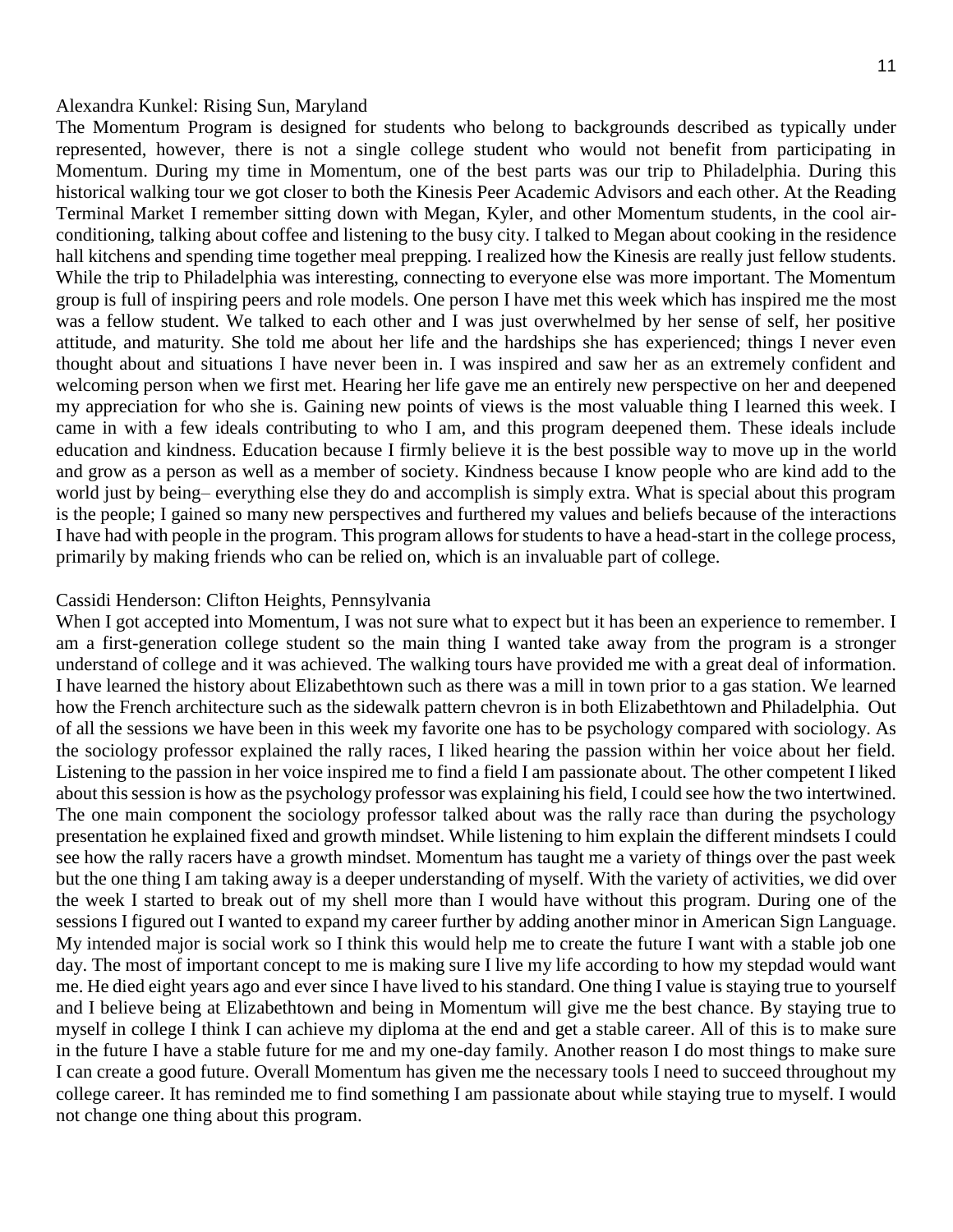Alexandra Kunkel: Rising Sun, Maryland

The Momentum Program is designed for students who belong to backgrounds described as typically under represented, however, there is not a single college student who would not benefit from participating in Momentum. During my time in Momentum, one of the best parts was our trip to Philadelphia. During this historical walking tour we got closer to both the Kinesis Peer Academic Advisors and each other. At the Reading Terminal Market I remember sitting down with Megan, Kyler, and other Momentum students, in the cool air-conditioning, talking about coffee and listening to the busy city. I talked to Megan about cooking in the residence hall kitchens and spending time together meal prepping. I realized how the Kinesis are really just fellow students. While the trip to Philadelphia was interesting, connecting to everyone else was more important. The Momentum group is full of inspiring peers and role models. One person I have met this week which has inspired me the most was a fellow student. We talked to each other and I was just overwhelmed by her sense of self, her positive attitude, and maturity. She told me about her life and the hardships she has experienced; things I never even thought about and situations I have never been in. I was inspired and saw her as an extremely confident and welcoming person when we first met. Hearing her life gave me an entirely new perspective on her and deepened my appreciation for who she is. Gaining new points of views is the most valuable thing I learned this week. I came in with a few ideals contributing to who I am, and this program deepened them. These ideals include education and kindness. Education because I firmly believe it is the best possible way to move up in the world and grow as a person as well as a member of society. Kindness because I know people who are kind add to the world just by being– everything else they do and accomplish is simply extra. What is special about this program is the people; I gained so many new perspectives and furthered my values and beliefs because of the interactions I have had with people in the program. This program allows for students to have a head-start in the college process, primarily by making friends who can be relied on, which is an invaluable part of college.

Cassidi Henderson: Clifton Heights, Pennsylvania

When I got accepted into Momentum, I was not sure what to expect but it has been an experience to remember. I am a first-generation college student so the main thing I wanted take away from the program is a stronger understand of college and it was achieved. The walking tours have provided me with a great deal of information. I have learned the history about Elizabethtown such as there was a mill in town prior to a gas station. We learned how the French architecture such as the sidewalk pattern chevron is in both Elizabethtown and Philadelphia. Out of all the sessions we have been in this week my favorite one has to be psychology compared with sociology. As the sociology professor explained the rally races, I liked hearing the passion within her voice about her field. Listening to the passion in her voice inspired me to find a field I am passionate about. The other competent I liked about this session is how as the psychology professor was explaining his field, I could see how the two intertwined. The one main component the sociology professor talked about was the rally race than during the psychology presentation he explained fixed and growth mindset. While listening to him explain the different mindsets I could see how the rally racers have a growth mindset. Momentum has taught me a variety of things over the past week but the one thing I am taking away is a deeper understanding of myself. With the variety of activities, we did over the week I started to break out of my shell more than I would have without this program. During one of the sessions I figured out I wanted to expand my career further by adding another minor in American Sign Language. My intended major is social work so I think this would help me to create the future I want with a stable job one day. The most of important concept to me is making sure I live my life according to how my stepdad would want me. He died eight years ago and ever since I have lived to his standard. One thing I value is staying true to yourself and I believe being at Elizabethtown and being in Momentum will give me the best chance. By staying true to myself in college I think I can achieve my diploma at the end and get a stable career. All of this is to make sure in the future I have a stable future for me and my one-day family. Another reason I do most things to make sure I can create a good future. Overall Momentum has given me the necessary tools I need to succeed throughout my college career. It has reminded me to find something I am passionate about while staying true to myself. I would not change one thing about this program.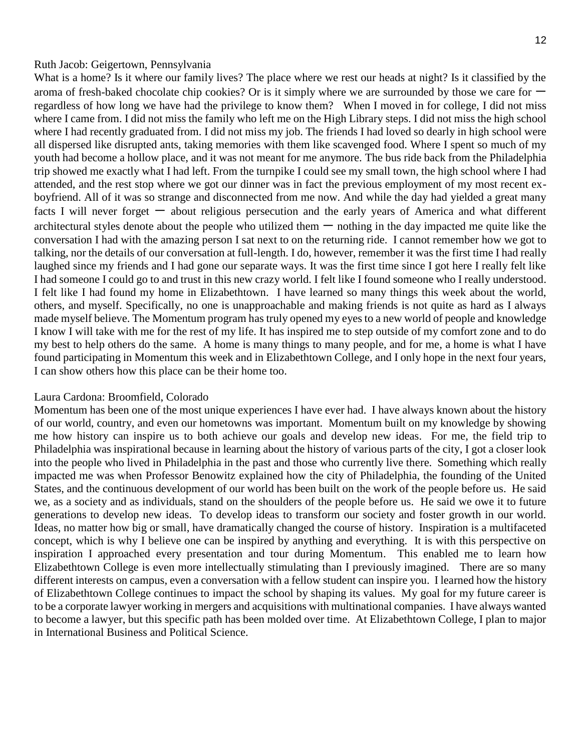Ruth Jacob: Geigertown, Pennsylvania

What is a home? Is it where our family lives? The place where we rest our heads at night? Is it classified by the aroma of fresh-baked chocolate chip cookies? Or is it simply where we are surrounded by those we care for — regardless of how long we have had the privilege to know them? When I moved in for college, I did not miss where I came from. I did not miss the family who left me on the High Library steps. I did not miss the high school where I had recently graduated from. I did not miss my job. The friends I had loved so dearly in high school were all dispersed like disrupted ants, taking memories with them like scavenged food. Where I spent so much of my youth had become a hollow place, and it was not meant for me anymore. The bus ride back from the Philadelphia trip showed me exactly what I had left. From the turnpike I could see my small town, the high school where I had attended, and the rest stop where we got our dinner was in fact the previous employment of my most recent ex-boyfriend. All of it was so strange and disconnected from me now. And while the day had yielded a great many facts I will never forget — about religious persecution and the early years of America and what different architectural styles denote about the people who utilized them — nothing in the day impacted me quite like the conversation I had with the amazing person I sat next to on the returning ride. I cannot remember how we got to talking, nor the details of our conversation at full-length. I do, however, remember it was the first time I had really laughed since my friends and I had gone our separate ways. It was the first time since I got here I really felt like I had someone I could go to and trust in this new crazy world. I felt like I found someone who I really understood. I felt like I had found my home in Elizabethtown. I have learned so many things this week about the world, others, and myself. Specifically, no one is unapproachable and making friends is not quite as hard as I always made myself believe. The Momentum program has truly opened my eyes to a new world of people and knowledge I know I will take with me for the rest of my life. It has inspired me to step outside of my comfort zone and to do my best to help others do the same. A home is many things to many people, and for me, a home is what I have found participating in Momentum this week and in Elizabethtown College, and I only hope in the next four years, I can show others how this place can be their home too.

Laura Cardona: Broomfield, Colorado

Momentum has been one of the most unique experiences I have ever had. I have always known about the history of our world, country, and even our hometowns was important. Momentum built on my knowledge by showing me how history can inspire us to both achieve our goals and develop new ideas. For me, the field trip to Philadelphia was inspirational because in learning about the history of various parts of the city, I got a closer look into the people who lived in Philadelphia in the past and those who currently live there. Something which really impacted me was when Professor Benowitz explained how the city of Philadelphia, the founding of the United States, and the continuous development of our world has been built on the work of the people before us. He said we, as a society and as individuals, stand on the shoulders of the people before us. He said we owe it to future generations to develop new ideas. To develop ideas to transform our society and foster growth in our world. Ideas, no matter how big or small, have dramatically changed the course of history. Inspiration is a multifaceted concept, which is why I believe one can be inspired by anything and everything. It is with this perspective on inspiration I approached every presentation and tour during Momentum. This enabled me to learn how Elizabethtown College is even more intellectually stimulating than I previously imagined. There are so many different interests on campus, even a conversation with a fellow student can inspire you. I learned how the history of Elizabethtown College continues to impact the school by shaping its values. My goal for my future career is to be a corporate lawyer working in mergers and acquisitions with multinational companies. I have always wanted to become a lawyer, but this specific path has been molded over time. At Elizabethtown College, I plan to major in International Business and Political Science.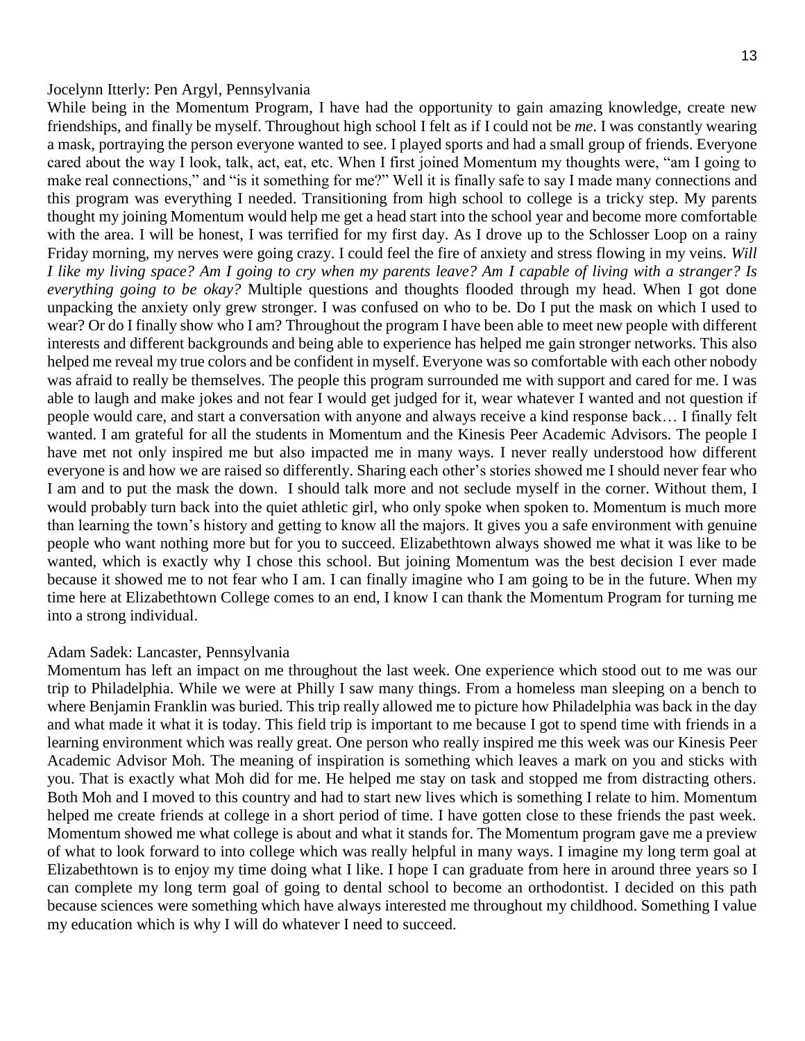Jocelynn Itterly: Pen Argyl, Pennsylvania

While being in the Momentum Program, I have had the opportunity to gain amazing knowledge, create new friendships, and finally be myself. Throughout high school I felt as if I could not be *me*. I was constantly wearing a mask, portraying the person everyone wanted to see. I played sports and had a small group of friends. Everyone cared about the way I look, talk, act, eat, etc. When I first joined Momentum my thoughts were, "am I going to make real connections," and "is it something for me?" Well it is finally safe to say I made many connections and this program was everything I needed. Transitioning from high school to college is a tricky step. My parents thought my joining Momentum would help me get a head start into the school year and become more comfortable with the area. I will be honest, I was terrified for my first day. As I drove up to the Schlosser Loop on a rainy Friday morning, my nerves were going crazy. I could feel the fire of anxiety and stress flowing in my veins. *Will I like my living space? Am I going to cry when my parents leave? Am I capable of living with a stranger? Is everything going to be okay?* Multiple questions and thoughts flooded through my head. When I got done unpacking the anxiety only grew stronger. I was confused on who to be. Do I put the mask on which I used to wear? Or do I finally show who I am? Throughout the program I have been able to meet new people with different interests and different backgrounds and being able to experience has helped me gain stronger networks. This also helped me reveal my true colors and be confident in myself. Everyone was so comfortable with each other nobody was afraid to really be themselves. The people this program surrounded me with support and cared for me. I was able to laugh and make jokes and not fear I would get judged for it, wear whatever I wanted and not question if people would care, and start a conversation with anyone and always receive a kind response back… I finally felt wanted. I am grateful for all the students in Momentum and the Kinesis Peer Academic Advisors. The people I have met not only inspired me but also impacted me in many ways. I never really understood how different everyone is and how we are raised so differently. Sharing each other's stories showed me I should never fear who I am and to put the mask the down. I should talk more and not seclude myself in the corner. Without them, I would probably turn back into the quiet athletic girl, who only spoke when spoken to. Momentum is much more than learning the town's history and getting to know all the majors. It gives you a safe environment with genuine people who want nothing more but for you to succeed. Elizabethtown always showed me what it was like to be wanted, which is exactly why I chose this school. But joining Momentum was the best decision I ever made because it showed me to not fear who I am. I can finally imagine who I am going to be in the future. When my time here at Elizabethtown College comes to an end, I know I can thank the Momentum Program for turning me into a strong individual.

Adam Sadek: Lancaster, Pennsylvania

Momentum has left an impact on me throughout the last week. One experience which stood out to me was our trip to Philadelphia. While we were at Philly I saw many things. From a homeless man sleeping on a bench to where Benjamin Franklin was buried. This trip really allowed me to picture how Philadelphia was back in the day and what made it what it is today. This field trip is important to me because I got to spend time with friends in a learning environment which was really great. One person who really inspired me this week was our Kinesis Peer Academic Advisor Moh. The meaning of inspiration is something which leaves a mark on you and sticks with you. That is exactly what Moh did for me. He helped me stay on task and stopped me from distracting others. Both Moh and I moved to this country and had to start new lives which is something I relate to him. Momentum helped me create friends at college in a short period of time. I have gotten close to these friends the past week. Momentum showed me what college is about and what it stands for. The Momentum program gave me a preview of what to look forward to into college which was really helpful in many ways. I imagine my long term goal at Elizabethtown is to enjoy my time doing what I like. I hope I can graduate from here in around three years so I can complete my long term goal of going to dental school to become an orthodontist. I decided on this path because sciences were something which have always interested me throughout my childhood. Something I value my education which is why I will do whatever I need to succeed.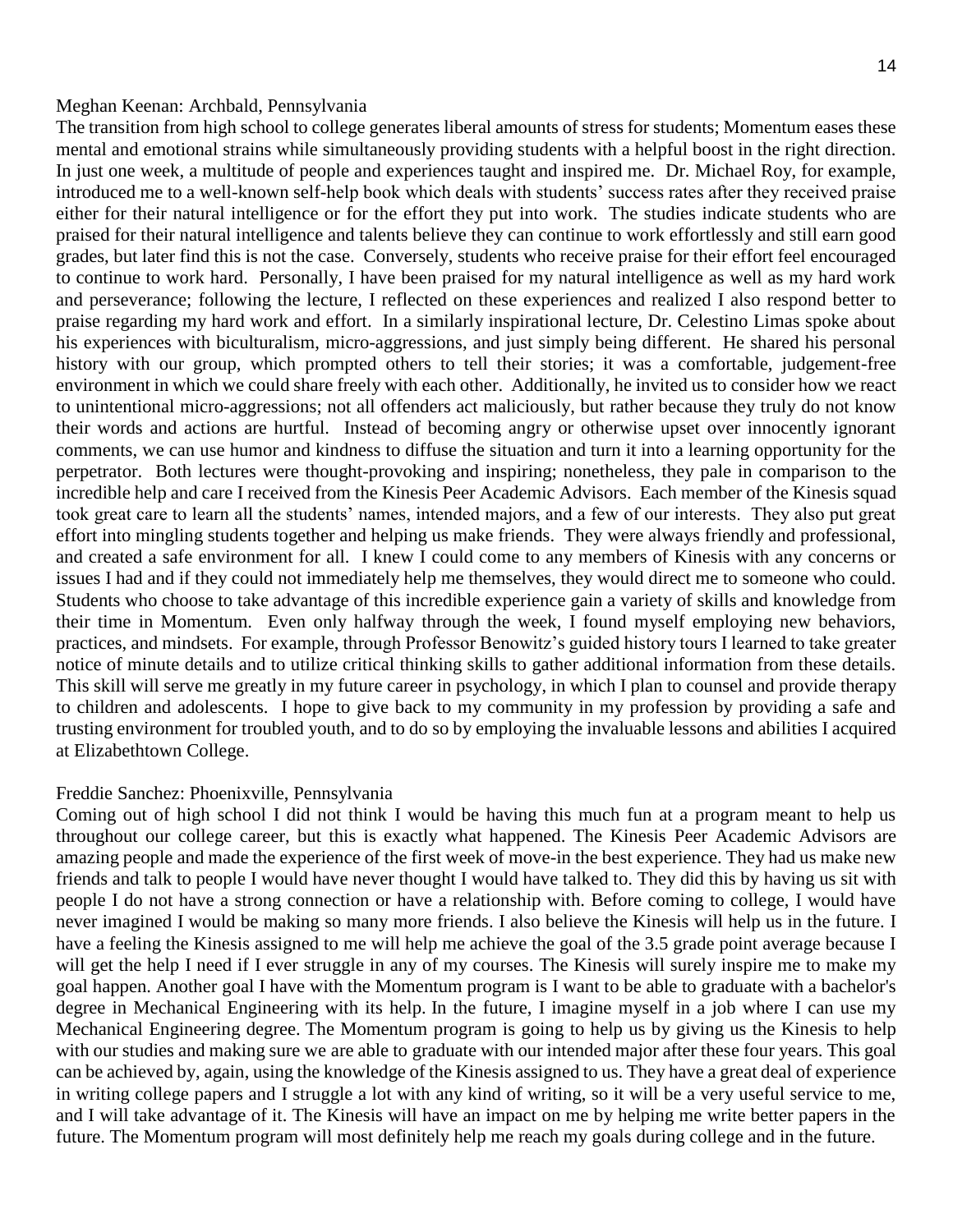Meghan Keenan: Archbald, Pennsylvania

The transition from high school to college generates liberal amounts of stress for students; Momentum eases these mental and emotional strains while simultaneously providing students with a helpful boost in the right direction. In just one week, a multitude of people and experiences taught and inspired me. Dr. Michael Roy, for example, introduced me to a well-known self-help book which deals with students' success rates after they received praise either for their natural intelligence or for the effort they put into work. The studies indicate students who are praised for their natural intelligence and talents believe they can continue to work effortlessly and still earn good grades, but later find this is not the case. Conversely, students who receive praise for their effort feel encouraged to continue to work hard. Personally, I have been praised for my natural intelligence as well as my hard work and perseverance; following the lecture, I reflected on these experiences and realized I also respond better to praise regarding my hard work and effort. In a similarly inspirational lecture, Dr. Celestino Limas spoke about his experiences with biculturalism, micro-aggressions, and just simply being different. He shared his personal history with our group, which prompted others to tell their stories; it was a comfortable, judgement-free environment in which we could share freely with each other. Additionally, he invited us to consider how we react to unintentional micro-aggressions; not all offenders act maliciously, but rather because they truly do not know their words and actions are hurtful. Instead of becoming angry or otherwise upset over innocently ignorant comments, we can use humor and kindness to diffuse the situation and turn it into a learning opportunity for the perpetrator. Both lectures were thought-provoking and inspiring; nonetheless, they pale in comparison to the incredible help and care I received from the Kinesis Peer Academic Advisors. Each member of the Kinesis squad took great care to learn all the students' names, intended majors, and a few of our interests. They also put great effort into mingling students together and helping us make friends. They were always friendly and professional, and created a safe environment for all. I knew I could come to any members of Kinesis with any concerns or issues I had and if they could not immediately help me themselves, they would direct me to someone who could. Students who choose to take advantage of this incredible experience gain a variety of skills and knowledge from their time in Momentum. Even only halfway through the week, I found myself employing new behaviors, practices, and mindsets. For example, through Professor Benowitz's guided history tours I learned to take greater notice of minute details and to utilize critical thinking skills to gather additional information from these details. This skill will serve me greatly in my future career in psychology, in which I plan to counsel and provide therapy to children and adolescents. I hope to give back to my community in my profession by providing a safe and trusting environment for troubled youth, and to do so by employing the invaluable lessons and abilities I acquired at Elizabethtown College.

Freddie Sanchez: Phoenixville, Pennsylvania

Coming out of high school I did not think I would be having this much fun at a program meant to help us throughout our college career, but this is exactly what happened. The Kinesis Peer Academic Advisors are amazing people and made the experience of the first week of move-in the best experience. They had us make new friends and talk to people I would have never thought I would have talked to. They did this by having us sit with people I do not have a strong connection or have a relationship with. Before coming to college, I would have never imagined I would be making so many more friends. I also believe the Kinesis will help us in the future. I have a feeling the Kinesis assigned to me will help me achieve the goal of the 3.5 grade point average because I will get the help I need if I ever struggle in any of my courses. The Kinesis will surely inspire me to make my goal happen. Another goal I have with the Momentum program is I want to be able to graduate with a bachelor's degree in Mechanical Engineering with its help. In the future, I imagine myself in a job where I can use my Mechanical Engineering degree. The Momentum program is going to help us by giving us the Kinesis to help with our studies and making sure we are able to graduate with our intended major after these four years. This goal can be achieved by, again, using the knowledge of the Kinesis assigned to us. They have a great deal of experience in writing college papers and I struggle a lot with any kind of writing, so it will be a very useful service to me, and I will take advantage of it. The Kinesis will have an impact on me by helping me write better papers in the future. The Momentum program will most definitely help me reach my goals during college and in the future.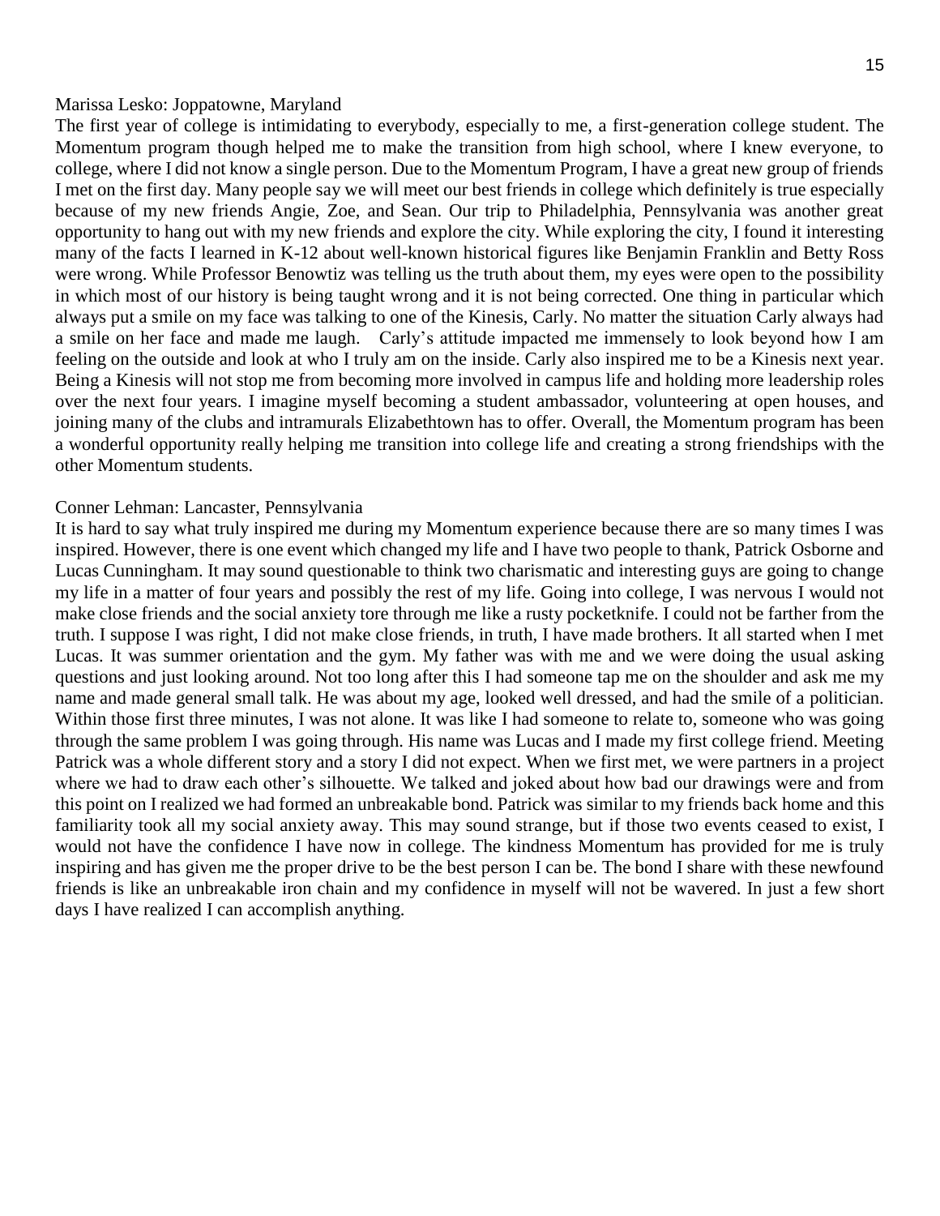Marissa Lesko: Joppatowne, Maryland

The first year of college is intimidating to everybody, especially to me, a first-generation college student. The Momentum program though helped me to make the transition from high school, where I knew everyone, to college, where I did not know a single person. Due to the Momentum Program, I have a great new group of friends I met on the first day. Many people say we will meet our best friends in college which definitely is true especially because of my new friends Angie, Zoe, and Sean. Our trip to Philadelphia, Pennsylvania was another great opportunity to hang out with my new friends and explore the city. While exploring the city, I found it interesting many of the facts I learned in K-12 about well-known historical figures like Benjamin Franklin and Betty Ross were wrong. While Professor Benowtiz was telling us the truth about them, my eyes were open to the possibility in which most of our history is being taught wrong and it is not being corrected. One thing in particular which always put a smile on my face was talking to one of the Kinesis, Carly. No matter the situation Carly always had a smile on her face and made me laugh. Carly's attitude impacted me immensely to look beyond how I am feeling on the outside and look at who I truly am on the inside. Carly also inspired me to be a Kinesis next year. Being a Kinesis will not stop me from becoming more involved in campus life and holding more leadership roles over the next four years. I imagine myself becoming a student ambassador, volunteering at open houses, and joining many of the clubs and intramurals Elizabethtown has to offer. Overall, the Momentum program has been a wonderful opportunity really helping me transition into college life and creating a strong friendships with the other Momentum students.

Conner Lehman: Lancaster, Pennsylvania

It is hard to say what truly inspired me during my Momentum experience because there are so many times I was inspired. However, there is one event which changed my life and I have two people to thank, Patrick Osborne and Lucas Cunningham. It may sound questionable to think two charismatic and interesting guys are going to change my life in a matter of four years and possibly the rest of my life. Going into college, I was nervous I would not make close friends and the social anxiety tore through me like a rusty pocketknife. I could not be farther from the truth. I suppose I was right, I did not make close friends, in truth, I have made brothers. It all started when I met Lucas. It was summer orientation and the gym. My father was with me and we were doing the usual asking questions and just looking around. Not too long after this I had someone tap me on the shoulder and ask me my name and made general small talk. He was about my age, looked well dressed, and had the smile of a politician. Within those first three minutes, I was not alone. It was like I had someone to relate to, someone who was going through the same problem I was going through. His name was Lucas and I made my first college friend. Meeting Patrick was a whole different story and a story I did not expect. When we first met, we were partners in a project where we had to draw each other's silhouette. We talked and joked about how bad our drawings were and from this point on I realized we had formed an unbreakable bond. Patrick was similar to my friends back home and this familiarity took all my social anxiety away. This may sound strange, but if those two events ceased to exist, I would not have the confidence I have now in college. The kindness Momentum has provided for me is truly inspiring and has given me the proper drive to be the best person I can be. The bond I share with these newfound friends is like an unbreakable iron chain and my confidence in myself will not be wavered. In just a few short days I have realized I can accomplish anything.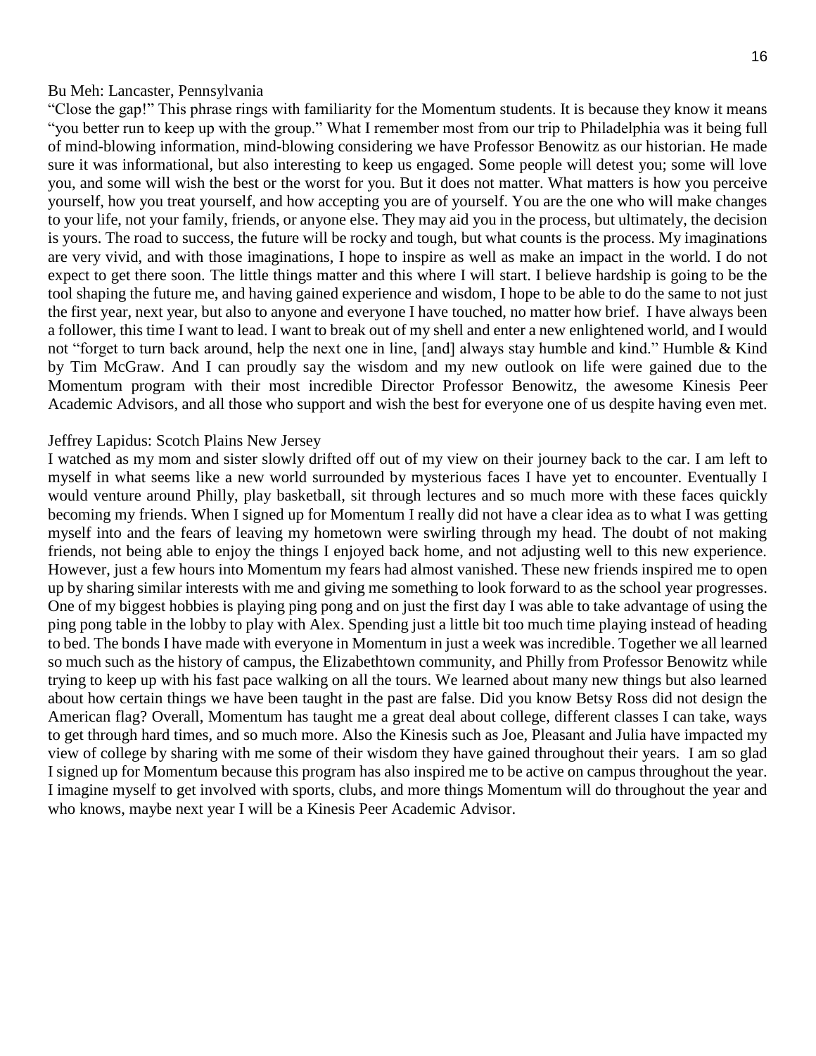Bu Meh: Lancaster, Pennsylvania

"Close the gap!" This phrase rings with familiarity for the Momentum students. It is because they know it means "you better run to keep up with the group." What I remember most from our trip to Philadelphia was it being full of mind-blowing information, mind-blowing considering we have Professor Benowitz as our historian. He made sure it was informational, but also interesting to keep us engaged. Some people will detest you; some will love you, and some will wish the best or the worst for you. But it does not matter. What matters is how you perceive yourself, how you treat yourself, and how accepting you are of yourself. You are the one who will make changes to your life, not your family, friends, or anyone else. They may aid you in the process, but ultimately, the decision is yours. The road to success, the future will be rocky and tough, but what counts is the process. My imaginations are very vivid, and with those imaginations, I hope to inspire as well as make an impact in the world. I do not expect to get there soon. The little things matter and this where I will start. I believe hardship is going to be the tool shaping the future me, and having gained experience and wisdom, I hope to be able to do the same to not just the first year, next year, but also to anyone and everyone I have touched, no matter how brief. I have always been a follower, this time I want to lead. I want to break out of my shell and enter a new enlightened world, and I would not "forget to turn back around, help the next one in line, [and] always stay humble and kind." Humble & Kind by Tim McGraw. And I can proudly say the wisdom and my new outlook on life were gained due to the Momentum program with their most incredible Director Professor Benowitz, the awesome Kinesis Peer Academic Advisors, and all those who support and wish the best for everyone one of us despite having even met.

Jeffrey Lapidus: Scotch Plains New Jersey

I watched as my mom and sister slowly drifted off out of my view on their journey back to the car. I am left to myself in what seems like a new world surrounded by mysterious faces I have yet to encounter. Eventually I would venture around Philly, play basketball, sit through lectures and so much more with these faces quickly becoming my friends. When I signed up for Momentum I really did not have a clear idea as to what I was getting myself into and the fears of leaving my hometown were swirling through my head. The doubt of not making friends, not being able to enjoy the things I enjoyed back home, and not adjusting well to this new experience. However, just a few hours into Momentum my fears had almost vanished. These new friends inspired me to open up by sharing similar interests with me and giving me something to look forward to as the school year progresses. One of my biggest hobbies is playing ping pong and on just the first day I was able to take advantage of using the ping pong table in the lobby to play with Alex. Spending just a little bit too much time playing instead of heading to bed. The bonds I have made with everyone in Momentum in just a week was incredible. Together we all learned so much such as the history of campus, the Elizabethtown community, and Philly from Professor Benowitz while trying to keep up with his fast pace walking on all the tours. We learned about many new things but also learned about how certain things we have been taught in the past are false. Did you know Betsy Ross did not design the American flag? Overall, Momentum has taught me a great deal about college, different classes I can take, ways to get through hard times, and so much more. Also the Kinesis such as Joe, Pleasant and Julia have impacted my view of college by sharing with me some of their wisdom they have gained throughout their years. I am so glad I signed up for Momentum because this program has also inspired me to be active on campus throughout the year. I imagine myself to get involved with sports, clubs, and more things Momentum will do throughout the year and who knows, maybe next year I will be a Kinesis Peer Academic Advisor.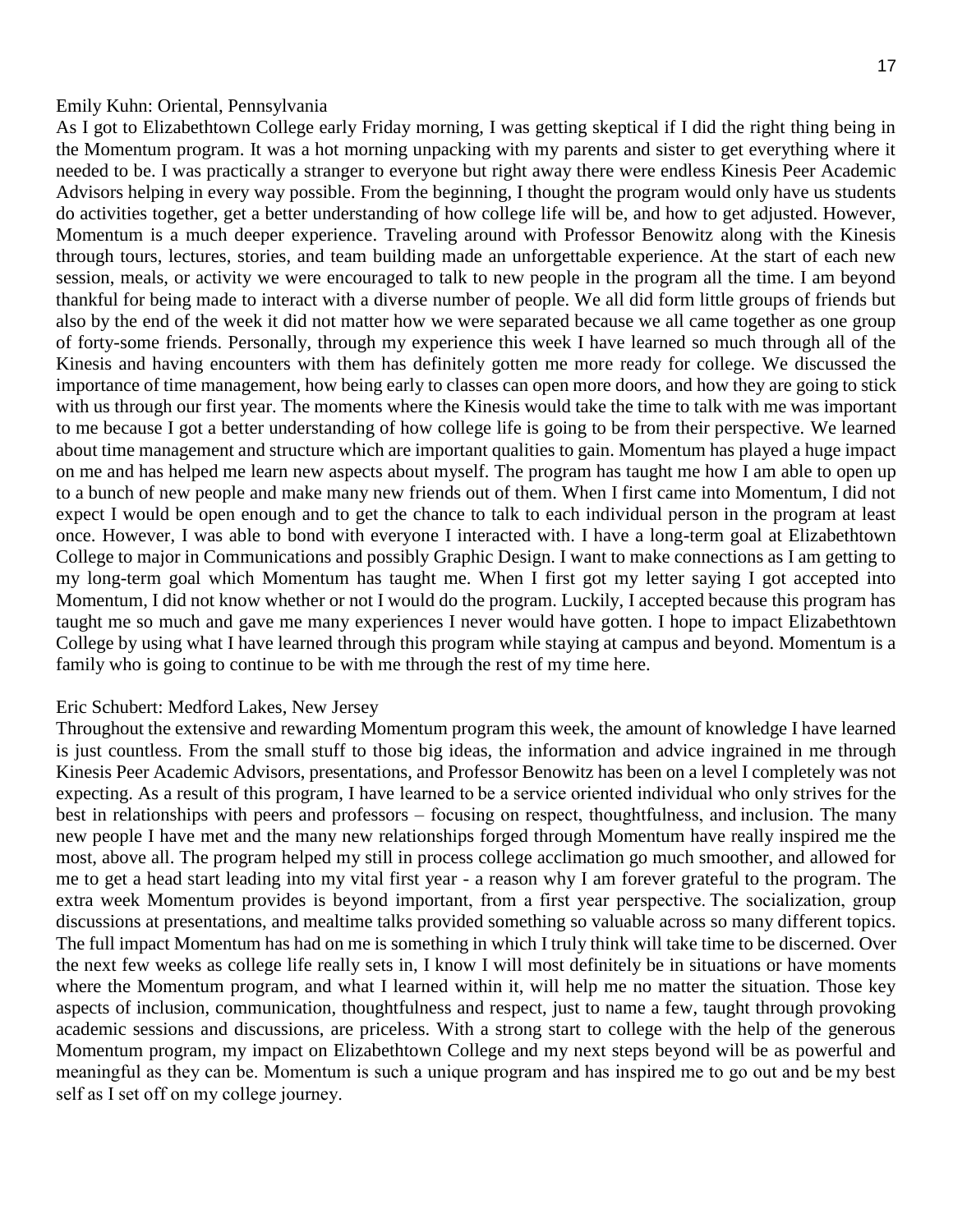Emily Kuhn: Oriental, Pennsylvania

As I got to Elizabethtown College early Friday morning, I was getting skeptical if I did the right thing being in the Momentum program. It was a hot morning unpacking with my parents and sister to get everything where it needed to be. I was practically a stranger to everyone but right away there were endless Kinesis Peer Academic Advisors helping in every way possible. From the beginning, I thought the program would only have us students do activities together, get a better understanding of how college life will be, and how to get adjusted. However, Momentum is a much deeper experience. Traveling around with Professor Benowitz along with the Kinesis through tours, lectures, stories, and team building made an unforgettable experience. At the start of each new session, meals, or activity we were encouraged to talk to new people in the program all the time. I am beyond thankful for being made to interact with a diverse number of people. We all did form little groups of friends but also by the end of the week it did not matter how we were separated because we all came together as one group of forty-some friends. Personally, through my experience this week I have learned so much through all of the Kinesis and having encounters with them has definitely gotten me more ready for college. We discussed the importance of time management, how being early to classes can open more doors, and how they are going to stick with us through our first year. The moments where the Kinesis would take the time to talk with me was important to me because I got a better understanding of how college life is going to be from their perspective. We learned about time management and structure which are important qualities to gain. Momentum has played a huge impact on me and has helped me learn new aspects about myself. The program has taught me how I am able to open up to a bunch of new people and make many new friends out of them. When I first came into Momentum, I did not expect I would be open enough and to get the chance to talk to each individual person in the program at least once. However, I was able to bond with everyone I interacted with. I have a long-term goal at Elizabethtown College to major in Communications and possibly Graphic Design. I want to make connections as I am getting to my long-term goal which Momentum has taught me. When I first got my letter saying I got accepted into Momentum, I did not know whether or not I would do the program. Luckily, I accepted because this program has taught me so much and gave me many experiences I never would have gotten. I hope to impact Elizabethtown College by using what I have learned through this program while staying at campus and beyond. Momentum is a family who is going to continue to be with me through the rest of my time here.

Eric Schubert: Medford Lakes, New Jersey

Throughout the extensive and rewarding Momentum program this week, the amount of knowledge I have learned is just countless. From the small stuff to those big ideas, the information and advice ingrained in me through Kinesis Peer Academic Advisors, presentations, and Professor Benowitz has been on a level I completely was not expecting. As a result of this program, I have learned to be a service oriented individual who only strives for the best in relationships with peers and professors – focusing on respect, thoughtfulness, and inclusion. The many new people I have met and the many new relationships forged through Momentum have really inspired me the most, above all. The program helped my still in process college acclimation go much smoother, and allowed for me to get a head start leading into my vital first year - a reason why I am forever grateful to the program. The extra week Momentum provides is beyond important, from a first year perspective. The socialization, group discussions at presentations, and mealtime talks provided something so valuable across so many different topics. The full impact Momentum has had on me is something in which I truly think will take time to be discerned. Over the next few weeks as college life really sets in, I know I will most definitely be in situations or have moments where the Momentum program, and what I learned within it, will help me no matter the situation. Those key aspects of inclusion, communication, thoughtfulness and respect, just to name a few, taught through provoking academic sessions and discussions, are priceless. With a strong start to college with the help of the generous Momentum program, my impact on Elizabethtown College and my next steps beyond will be as powerful and meaningful as they can be. Momentum is such a unique program and has inspired me to go out and be my best self as I set off on my college journey.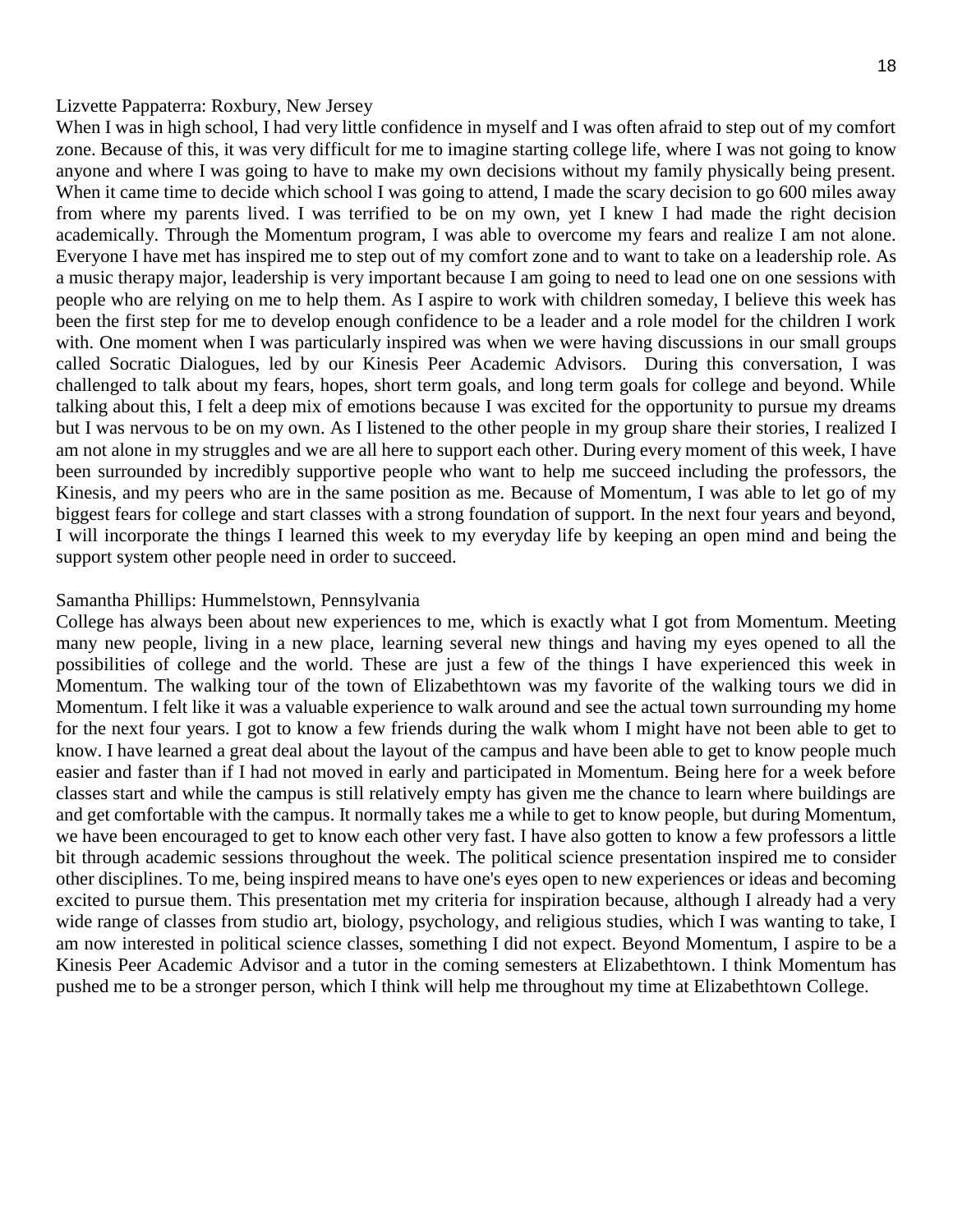Lizvette Pappaterra: Roxbury, New Jersey

When I was in high school, I had very little confidence in myself and I was often afraid to step out of my comfort zone. Because of this, it was very difficult for me to imagine starting college life, where I was not going to know anyone and where I was going to have to make my own decisions without my family physically being present. When it came time to decide which school I was going to attend, I made the scary decision to go 600 miles away from where my parents lived. I was terrified to be on my own, yet I knew I had made the right decision academically. Through the Momentum program, I was able to overcome my fears and realize I am not alone. Everyone I have met has inspired me to step out of my comfort zone and to want to take on a leadership role. As a music therapy major, leadership is very important because I am going to need to lead one on one sessions with people who are relying on me to help them. As I aspire to work with children someday, I believe this week has been the first step for me to develop enough confidence to be a leader and a role model for the children I work with. One moment when I was particularly inspired was when we were having discussions in our small groups called Socratic Dialogues, led by our Kinesis Peer Academic Advisors. During this conversation, I was challenged to talk about my fears, hopes, short term goals, and long term goals for college and beyond. While talking about this, I felt a deep mix of emotions because I was excited for the opportunity to pursue my dreams but I was nervous to be on my own. As I listened to the other people in my group share their stories, I realized I am not alone in my struggles and we are all here to support each other. During every moment of this week, I have been surrounded by incredibly supportive people who want to help me succeed including the professors, the Kinesis, and my peers who are in the same position as me. Because of Momentum, I was able to let go of my biggest fears for college and start classes with a strong foundation of support. In the next four years and beyond, I will incorporate the things I learned this week to my everyday life by keeping an open mind and being the support system other people need in order to succeed.

Samantha Phillips: Hummelstown, Pennsylvania

College has always been about new experiences to me, which is exactly what I got from Momentum. Meeting many new people, living in a new place, learning several new things and having my eyes opened to all the possibilities of college and the world. These are just a few of the things I have experienced this week in Momentum. The walking tour of the town of Elizabethtown was my favorite of the walking tours we did in Momentum. I felt like it was a valuable experience to walk around and see the actual town surrounding my home for the next four years. I got to know a few friends during the walk whom I might have not been able to get to know. I have learned a great deal about the layout of the campus and have been able to get to know people much easier and faster than if I had not moved in early and participated in Momentum. Being here for a week before classes start and while the campus is still relatively empty has given me the chance to learn where buildings are and get comfortable with the campus. It normally takes me a while to get to know people, but during Momentum, we have been encouraged to get to know each other very fast. I have also gotten to know a few professors a little bit through academic sessions throughout the week. The political science presentation inspired me to consider other disciplines. To me, being inspired means to have one's eyes open to new experiences or ideas and becoming excited to pursue them. This presentation met my criteria for inspiration because, although I already had a very wide range of classes from studio art, biology, psychology, and religious studies, which I was wanting to take, I am now interested in political science classes, something I did not expect. Beyond Momentum, I aspire to be a Kinesis Peer Academic Advisor and a tutor in the coming semesters at Elizabethtown. I think Momentum has pushed me to be a stronger person, which I think will help me throughout my time at Elizabethtown College.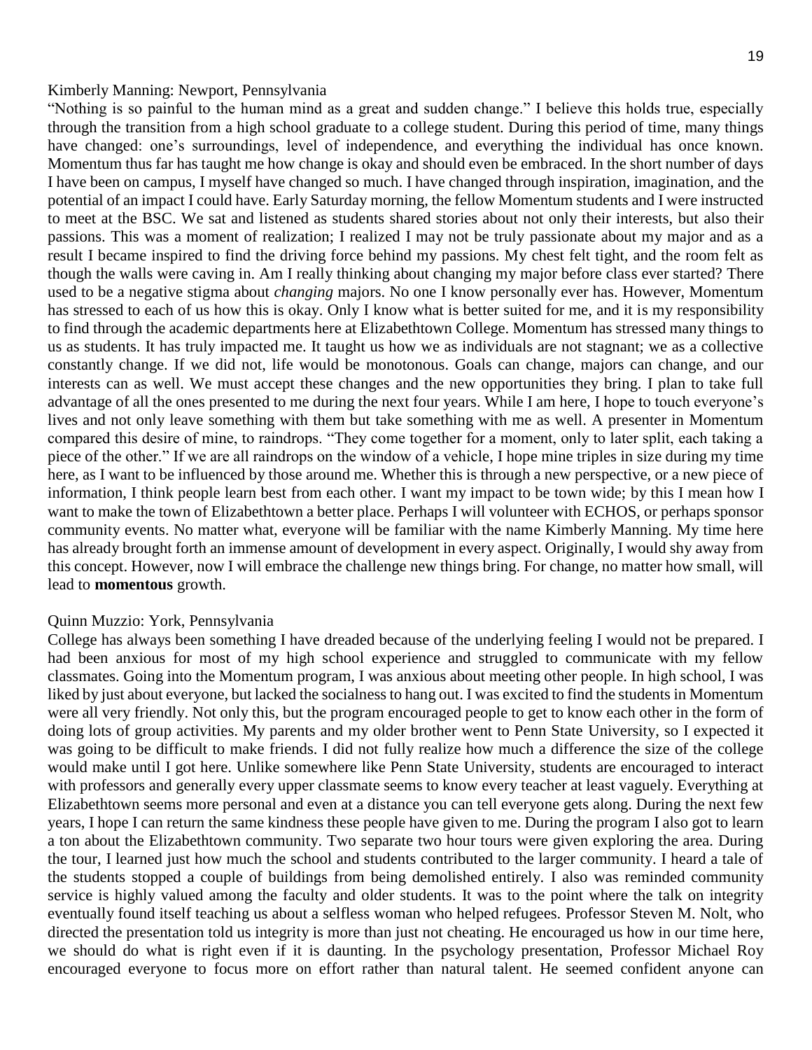Kimberly Manning: Newport, Pennsylvania

"Nothing is so painful to the human mind as a great and sudden change." I believe this holds true, especially through the transition from a high school graduate to a college student. During this period of time, many things have changed: one's surroundings, level of independence, and everything the individual has once known. Momentum thus far has taught me how change is okay and should even be embraced. In the short number of days I have been on campus, I myself have changed so much. I have changed through inspiration, imagination, and the potential of an impact I could have. Early Saturday morning, the fellow Momentum students and I were instructed to meet at the BSC. We sat and listened as students shared stories about not only their interests, but also their passions. This was a moment of realization; I realized I may not be truly passionate about my major and as a result I became inspired to find the driving force behind my passions. My chest felt tight, and the room felt as though the walls were caving in. Am I really thinking about changing my major before class ever started? There used to be a negative stigma about *changing* majors. No one I know personally ever has. However, Momentum has stressed to each of us how this is okay. Only I know what is better suited for me, and it is my responsibility to find through the academic departments here at Elizabethtown College. Momentum has stressed many things to us as students. It has truly impacted me. It taught us how we as individuals are not stagnant; we as a collective constantly change. If we did not, life would be monotonous. Goals can change, majors can change, and our interests can as well. We must accept these changes and the new opportunities they bring. I plan to take full advantage of all the ones presented to me during the next four years. While I am here, I hope to touch everyone's lives and not only leave something with them but take something with me as well. A presenter in Momentum compared this desire of mine, to raindrops. "They come together for a moment, only to later split, each taking a piece of the other." If we are all raindrops on the window of a vehicle, I hope mine triples in size during my time here, as I want to be influenced by those around me. Whether this is through a new perspective, or a new piece of information, I think people learn best from each other. I want my impact to be town wide; by this I mean how I want to make the town of Elizabethtown a better place. Perhaps I will volunteer with ECHOS, or perhaps sponsor community events. No matter what, everyone will be familiar with the name Kimberly Manning. My time here has already brought forth an immense amount of development in every aspect. Originally, I would shy away from this concept. However, now I will embrace the challenge new things bring. For change, no matter how small, will lead to **momentous** growth.

Quinn Muzzio: York, Pennsylvania

College has always been something I have dreaded because of the underlying feeling I would not be prepared. I had been anxious for most of my high school experience and struggled to communicate with my fellow classmates. Going into the Momentum program, I was anxious about meeting other people. In high school, I was liked by just about everyone, but lacked the socialness to hang out. I was excited to find the students in Momentum were all very friendly. Not only this, but the program encouraged people to get to know each other in the form of doing lots of group activities. My parents and my older brother went to Penn State University, so I expected it was going to be difficult to make friends. I did not fully realize how much a difference the size of the college would make until I got here. Unlike somewhere like Penn State University, students are encouraged to interact with professors and generally every upper classmate seems to know every teacher at least vaguely. Everything at Elizabethtown seems more personal and even at a distance you can tell everyone gets along. During the next few years, I hope I can return the same kindness these people have given to me. During the program I also got to learn a ton about the Elizabethtown community. Two separate two hour tours were given exploring the area. During the tour, I learned just how much the school and students contributed to the larger community. I heard a tale of the students stopped a couple of buildings from being demolished entirely. I also was reminded community service is highly valued among the faculty and older students. It was to the point where the talk on integrity eventually found itself teaching us about a selfless woman who helped refugees. Professor Steven M. Nolt, who directed the presentation told us integrity is more than just not cheating. He encouraged us how in our time here, we should do what is right even if it is daunting. In the psychology presentation, Professor Michael Roy encouraged everyone to focus more on effort rather than natural talent. He seemed confident anyone can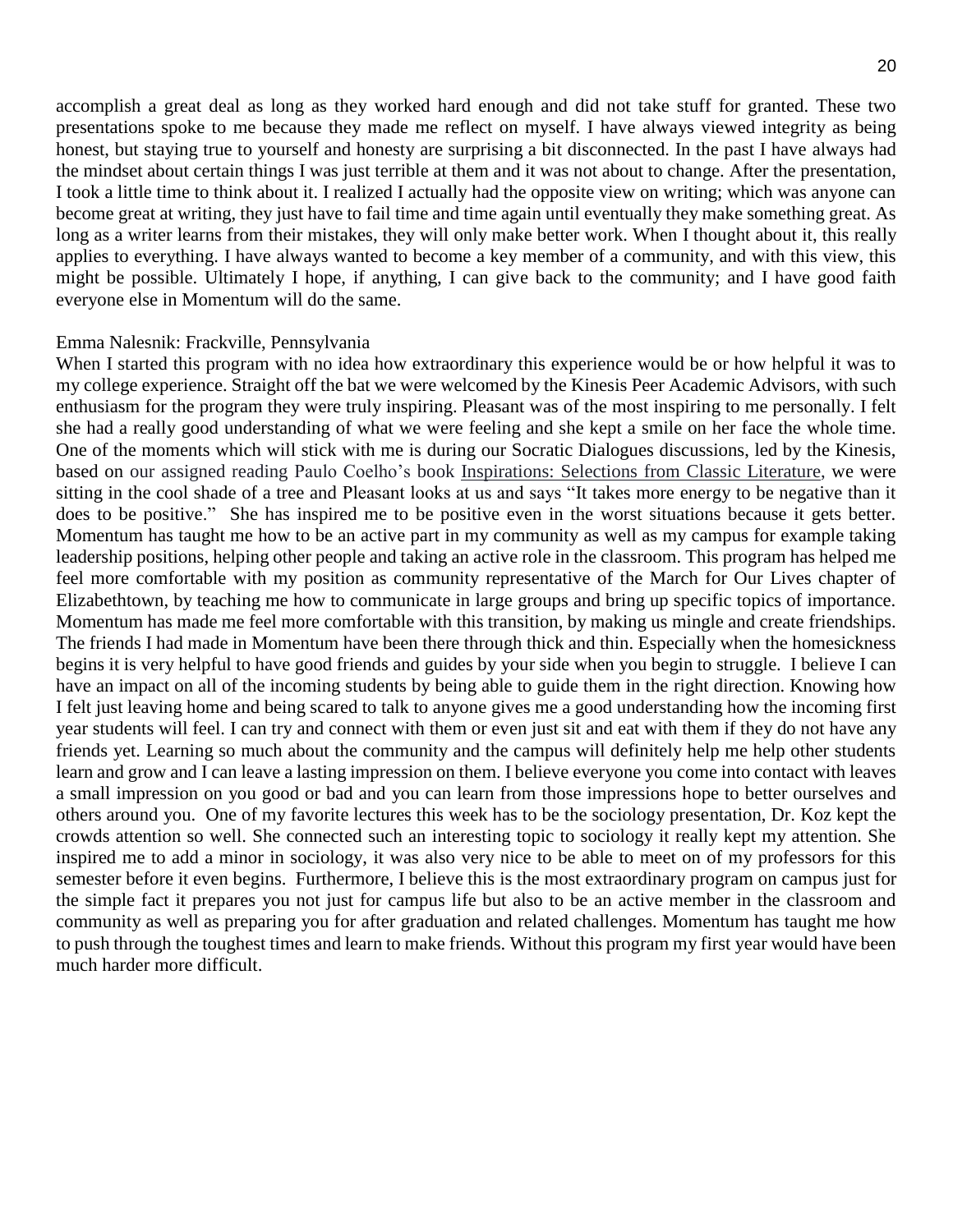accomplish a great deal as long as they worked hard enough and did not take stuff for granted. These two presentations spoke to me because they made me reflect on myself. I have always viewed integrity as being honest, but staying true to yourself and honesty are surprising a bit disconnected. In the past I have always had the mindset about certain things I was just terrible at them and it was not about to change. After the presentation, I took a little time to think about it. I realized I actually had the opposite view on writing; which was anyone can become great at writing, they just have to fail time and time again until eventually they make something great. As long as a writer learns from their mistakes, they will only make better work. When I thought about it, this really applies to everything. I have always wanted to become a key member of a community, and with this view, this might be possible. Ultimately I hope, if anything, I can give back to the community; and I have good faith everyone else in Momentum will do the same.

Emma Nalesnik: Frackville, Pennsylvania

When I started this program with no idea how extraordinary this experience would be or how helpful it was to my college experience. Straight off the bat we were welcomed by the Kinesis Peer Academic Advisors, with such enthusiasm for the program they were truly inspiring. Pleasant was of the most inspiring to me personally. I felt she had a really good understanding of what we were feeling and she kept a smile on her face the whole time. One of the moments which will stick with me is during our Socratic Dialogues discussions, led by the Kinesis, based on our assigned reading Paulo Coelho's book Inspirations: Selections from Classic Literature, we were sitting in the cool shade of a tree and Pleasant looks at us and says "It takes more energy to be negative than it does to be positive." She has inspired me to be positive even in the worst situations because it gets better. Momentum has taught me how to be an active part in my community as well as my campus for example taking leadership positions, helping other people and taking an active role in the classroom. This program has helped me feel more comfortable with my position as community representative of the March for Our Lives chapter of Elizabethtown, by teaching me how to communicate in large groups and bring up specific topics of importance. Momentum has made me feel more comfortable with this transition, by making us mingle and create friendships. The friends I had made in Momentum have been there through thick and thin. Especially when the homesickness begins it is very helpful to have good friends and guides by your side when you begin to struggle. I believe I can have an impact on all of the incoming students by being able to guide them in the right direction. Knowing how I felt just leaving home and being scared to talk to anyone gives me a good understanding how the incoming first year students will feel. I can try and connect with them or even just sit and eat with them if they do not have any friends yet. Learning so much about the community and the campus will definitely help me help other students learn and grow and I can leave a lasting impression on them. I believe everyone you come into contact with leaves a small impression on you good or bad and you can learn from those impressions hope to better ourselves and others around you. One of my favorite lectures this week has to be the sociology presentation, Dr. Koz kept the crowds attention so well. She connected such an interesting topic to sociology it really kept my attention. She inspired me to add a minor in sociology, it was also very nice to be able to meet on of my professors for this semester before it even begins. Furthermore, I believe this is the most extraordinary program on campus just for the simple fact it prepares you not just for campus life but also to be an active member in the classroom and community as well as preparing you for after graduation and related challenges. Momentum has taught me how to push through the toughest times and learn to make friends. Without this program my first year would have been much harder more difficult.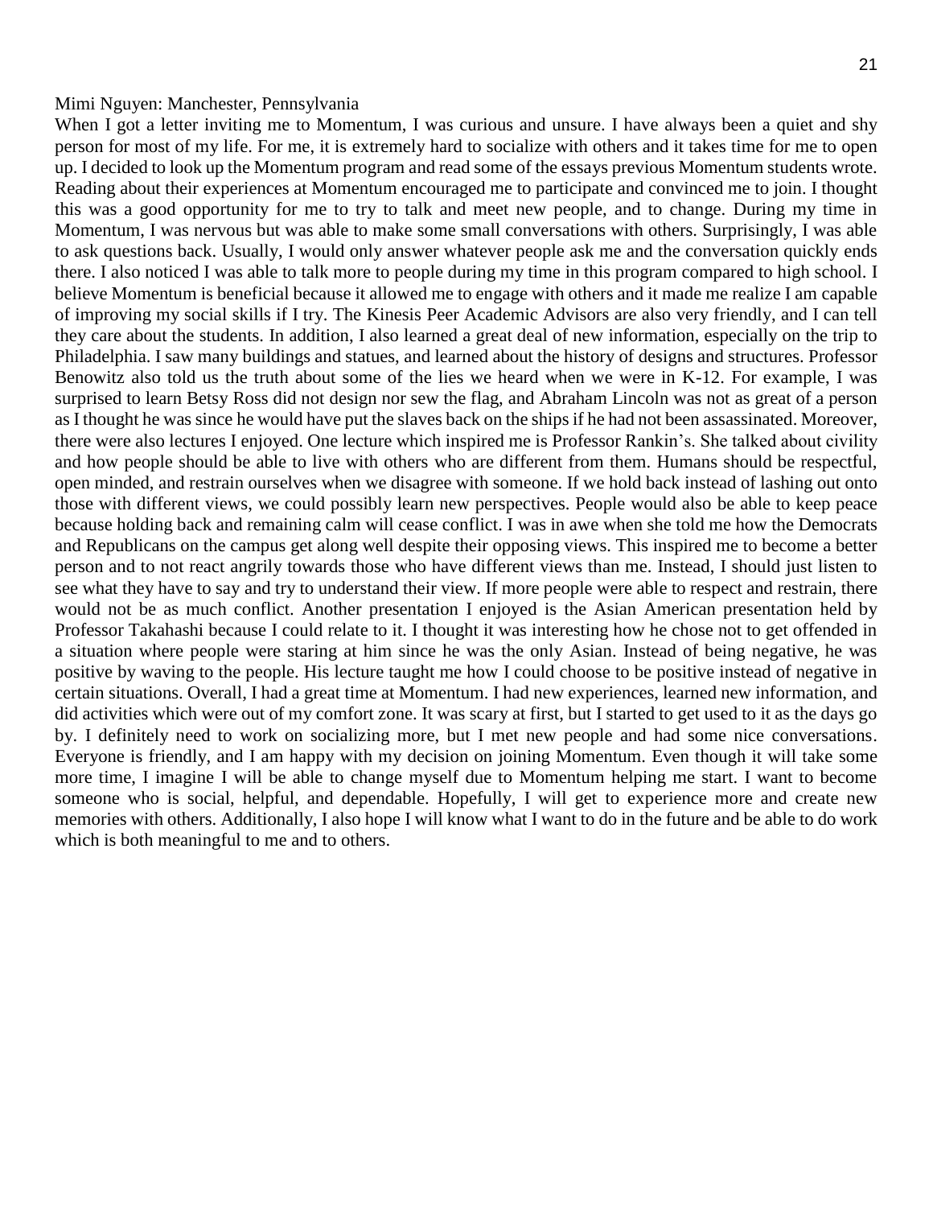Mimi Nguyen: Manchester, Pennsylvania

When I got a letter inviting me to Momentum, I was curious and unsure. I have always been a quiet and shy person for most of my life. For me, it is extremely hard to socialize with others and it takes time for me to open up. I decided to look up the Momentum program and read some of the essays previous Momentum students wrote. Reading about their experiences at Momentum encouraged me to participate and convinced me to join. I thought this was a good opportunity for me to try to talk and meet new people, and to change. During my time in Momentum, I was nervous but was able to make some small conversations with others. Surprisingly, I was able to ask questions back. Usually, I would only answer whatever people ask me and the conversation quickly ends there. I also noticed I was able to talk more to people during my time in this program compared to high school. I believe Momentum is beneficial because it allowed me to engage with others and it made me realize I am capable of improving my social skills if I try. The Kinesis Peer Academic Advisors are also very friendly, and I can tell they care about the students. In addition, I also learned a great deal of new information, especially on the trip to Philadelphia. I saw many buildings and statues, and learned about the history of designs and structures. Professor Benowitz also told us the truth about some of the lies we heard when we were in K-12. For example, I was surprised to learn Betsy Ross did not design nor sew the flag, and Abraham Lincoln was not as great of a person as I thought he was since he would have put the slaves back on the ships if he had not been assassinated. Moreover, there were also lectures I enjoyed. One lecture which inspired me is Professor Rankin's. She talked about civility and how people should be able to live with others who are different from them. Humans should be respectful, open minded, and restrain ourselves when we disagree with someone. If we hold back instead of lashing out onto those with different views, we could possibly learn new perspectives. People would also be able to keep peace because holding back and remaining calm will cease conflict. I was in awe when she told me how the Democrats and Republicans on the campus get along well despite their opposing views. This inspired me to become a better person and to not react angrily towards those who have different views than me. Instead, I should just listen to see what they have to say and try to understand their view. If more people were able to respect and restrain, there would not be as much conflict. Another presentation I enjoyed is the Asian American presentation held by Professor Takahashi because I could relate to it. I thought it was interesting how he chose not to get offended in a situation where people were staring at him since he was the only Asian. Instead of being negative, he was positive by waving to the people. His lecture taught me how I could choose to be positive instead of negative in certain situations. Overall, I had a great time at Momentum. I had new experiences, learned new information, and did activities which were out of my comfort zone. It was scary at first, but I started to get used to it as the days go by. I definitely need to work on socializing more, but I met new people and had some nice conversations. Everyone is friendly, and I am happy with my decision on joining Momentum. Even though it will take some more time, I imagine I will be able to change myself due to Momentum helping me start. I want to become someone who is social, helpful, and dependable. Hopefully, I will get to experience more and create new memories with others. Additionally, I also hope I will know what I want to do in the future and be able to do work which is both meaningful to me and to others.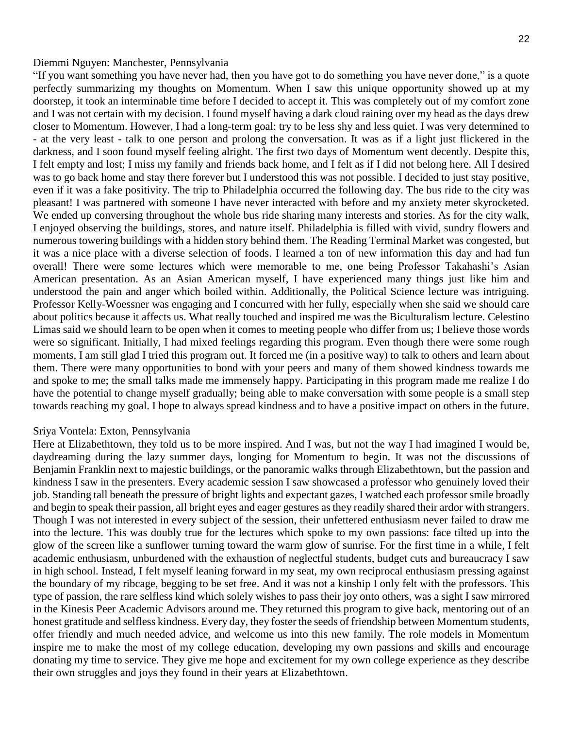Diemmi Nguyen: Manchester, Pennsylvania

"If you want something you have never had, then you have got to do something you have never done," is a quote perfectly summarizing my thoughts on Momentum. When I saw this unique opportunity showed up at my doorstep, it took an interminable time before I decided to accept it. This was completely out of my comfort zone and I was not certain with my decision. I found myself having a dark cloud raining over my head as the days drew closer to Momentum. However, I had a long-term goal: try to be less shy and less quiet. I was very determined to - at the very least - talk to one person and prolong the conversation. It was as if a light just flickered in the darkness, and I soon found myself feeling alright. The first two days of Momentum went decently. Despite this, I felt empty and lost; I miss my family and friends back home, and I felt as if I did not belong here. All I desired was to go back home and stay there forever but I understood this was not possible. I decided to just stay positive, even if it was a fake positivity. The trip to Philadelphia occurred the following day. The bus ride to the city was pleasant! I was partnered with someone I have never interacted with before and my anxiety meter skyrocketed. We ended up conversing throughout the whole bus ride sharing many interests and stories. As for the city walk, I enjoyed observing the buildings, stores, and nature itself. Philadelphia is filled with vivid, sundry flowers and numerous towering buildings with a hidden story behind them. The Reading Terminal Market was congested, but it was a nice place with a diverse selection of foods. I learned a ton of new information this day and had fun overall! There were some lectures which were memorable to me, one being Professor Takahashi's Asian American presentation. As an Asian American myself, I have experienced many things just like him and understood the pain and anger which boiled within. Additionally, the Political Science lecture was intriguing. Professor Kelly-Woessner was engaging and I concurred with her fully, especially when she said we should care about politics because it affects us. What really touched and inspired me was the Biculturalism lecture. Celestino Limas said we should learn to be open when it comes to meeting people who differ from us; I believe those words were so significant. Initially, I had mixed feelings regarding this program. Even though there were some rough moments, I am still glad I tried this program out. It forced me (in a positive way) to talk to others and learn about them. There were many opportunities to bond with your peers and many of them showed kindness towards me and spoke to me; the small talks made me immensely happy. Participating in this program made me realize I do have the potential to change myself gradually; being able to make conversation with some people is a small step towards reaching my goal. I hope to always spread kindness and to have a positive impact on others in the future.

Sriya Vontela: Exton, Pennsylvania

Here at Elizabethtown, they told us to be more inspired. And I was, but not the way I had imagined I would be, daydreaming during the lazy summer days, longing for Momentum to begin. It was not the discussions of Benjamin Franklin next to majestic buildings, or the panoramic walks through Elizabethtown, but the passion and kindness I saw in the presenters. Every academic session I saw showcased a professor who genuinely loved their job. Standing tall beneath the pressure of bright lights and expectant gazes, I watched each professor smile broadly and begin to speak their passion, all bright eyes and eager gestures as they readily shared their ardor with strangers. Though I was not interested in every subject of the session, their unfettered enthusiasm never failed to draw me into the lecture. This was doubly true for the lectures which spoke to my own passions: face tilted up into the glow of the screen like a sunflower turning toward the warm glow of sunrise. For the first time in a while, I felt academic enthusiasm, unburdened with the exhaustion of neglectful students, budget cuts and bureaucracy I saw in high school. Instead, I felt myself leaning forward in my seat, my own reciprocal enthusiasm pressing against the boundary of my ribcage, begging to be set free. And it was not a kinship I only felt with the professors. This type of passion, the rare selfless kind which solely wishes to pass their joy onto others, was a sight I saw mirrored in the Kinesis Peer Academic Advisors around me. They returned this program to give back, mentoring out of an honest gratitude and selfless kindness. Every day, they foster the seeds of friendship between Momentum students, offer friendly and much needed advice, and welcome us into this new family. The role models in Momentum inspire me to make the most of my college education, developing my own passions and skills and encourage donating my time to service. They give me hope and excitement for my own college experience as they describe their own struggles and joys they found in their years at Elizabethtown.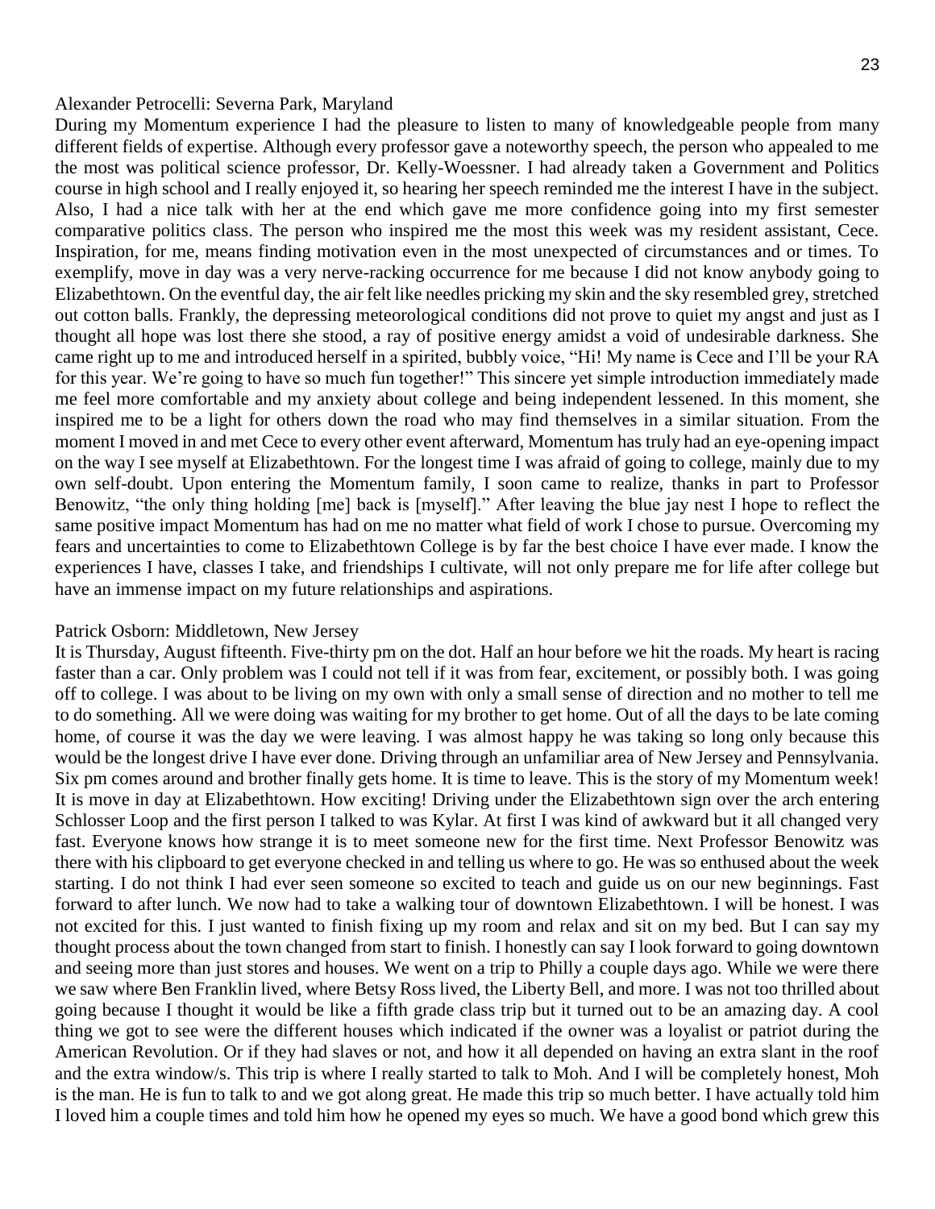Alexander Petrocelli: Severna Park, Maryland

During my Momentum experience I had the pleasure to listen to many of knowledgeable people from many different fields of expertise. Although every professor gave a noteworthy speech, the person who appealed to me the most was political science professor, Dr. Kelly-Woessner. I had already taken a Government and Politics course in high school and I really enjoyed it, so hearing her speech reminded me the interest I have in the subject. Also, I had a nice talk with her at the end which gave me more confidence going into my first semester comparative politics class. The person who inspired me the most this week was my resident assistant, Cece. Inspiration, for me, means finding motivation even in the most unexpected of circumstances and or times. To exemplify, move in day was a very nerve-racking occurrence for me because I did not know anybody going to Elizabethtown. On the eventful day, the air felt like needles pricking my skin and the sky resembled grey, stretched out cotton balls. Frankly, the depressing meteorological conditions did not prove to quiet my angst and just as I thought all hope was lost there she stood, a ray of positive energy amidst a void of undesirable darkness. She came right up to me and introduced herself in a spirited, bubbly voice, "Hi! My name is Cece and I'll be your RA for this year. We're going to have so much fun together!" This sincere yet simple introduction immediately made me feel more comfortable and my anxiety about college and being independent lessened. In this moment, she inspired me to be a light for others down the road who may find themselves in a similar situation. From the moment I moved in and met Cece to every other event afterward, Momentum has truly had an eye-opening impact on the way I see myself at Elizabethtown. For the longest time I was afraid of going to college, mainly due to my own self-doubt. Upon entering the Momentum family, I soon came to realize, thanks in part to Professor Benowitz, "the only thing holding [me] back is [myself]." After leaving the blue jay nest I hope to reflect the same positive impact Momentum has had on me no matter what field of work I chose to pursue. Overcoming my fears and uncertainties to come to Elizabethtown College is by far the best choice I have ever made. I know the experiences I have, classes I take, and friendships I cultivate, will not only prepare me for life after college but have an immense impact on my future relationships and aspirations.

Patrick Osborn: Middletown, New Jersey

It is Thursday, August fifteenth. Five-thirty pm on the dot. Half an hour before we hit the roads. My heart is racing faster than a car. Only problem was I could not tell if it was from fear, excitement, or possibly both. I was going off to college. I was about to be living on my own with only a small sense of direction and no mother to tell me to do something. All we were doing was waiting for my brother to get home. Out of all the days to be late coming home, of course it was the day we were leaving. I was almost happy he was taking so long only because this would be the longest drive I have ever done. Driving through an unfamiliar area of New Jersey and Pennsylvania. Six pm comes around and brother finally gets home. It is time to leave. This is the story of my Momentum week! It is move in day at Elizabethtown. How exciting! Driving under the Elizabethtown sign over the arch entering Schlosser Loop and the first person I talked to was Kylar. At first I was kind of awkward but it all changed very fast. Everyone knows how strange it is to meet someone new for the first time. Next Professor Benowitz was there with his clipboard to get everyone checked in and telling us where to go. He was so enthused about the week starting. I do not think I had ever seen someone so excited to teach and guide us on our new beginnings. Fast forward to after lunch. We now had to take a walking tour of downtown Elizabethtown. I will be honest. I was not excited for this. I just wanted to finish fixing up my room and relax and sit on my bed. But I can say my thought process about the town changed from start to finish. I honestly can say I look forward to going downtown and seeing more than just stores and houses. We went on a trip to Philly a couple days ago. While we were there we saw where Ben Franklin lived, where Betsy Ross lived, the Liberty Bell, and more. I was not too thrilled about going because I thought it would be like a fifth grade class trip but it turned out to be an amazing day. A cool thing we got to see were the different houses which indicated if the owner was a loyalist or patriot during the American Revolution. Or if they had slaves or not, and how it all depended on having an extra slant in the roof and the extra window/s. This trip is where I really started to talk to Moh. And I will be completely honest, Moh is the man. He is fun to talk to and we got along great. He made this trip so much better. I have actually told him I loved him a couple times and told him how he opened my eyes so much. We have a good bond which grew this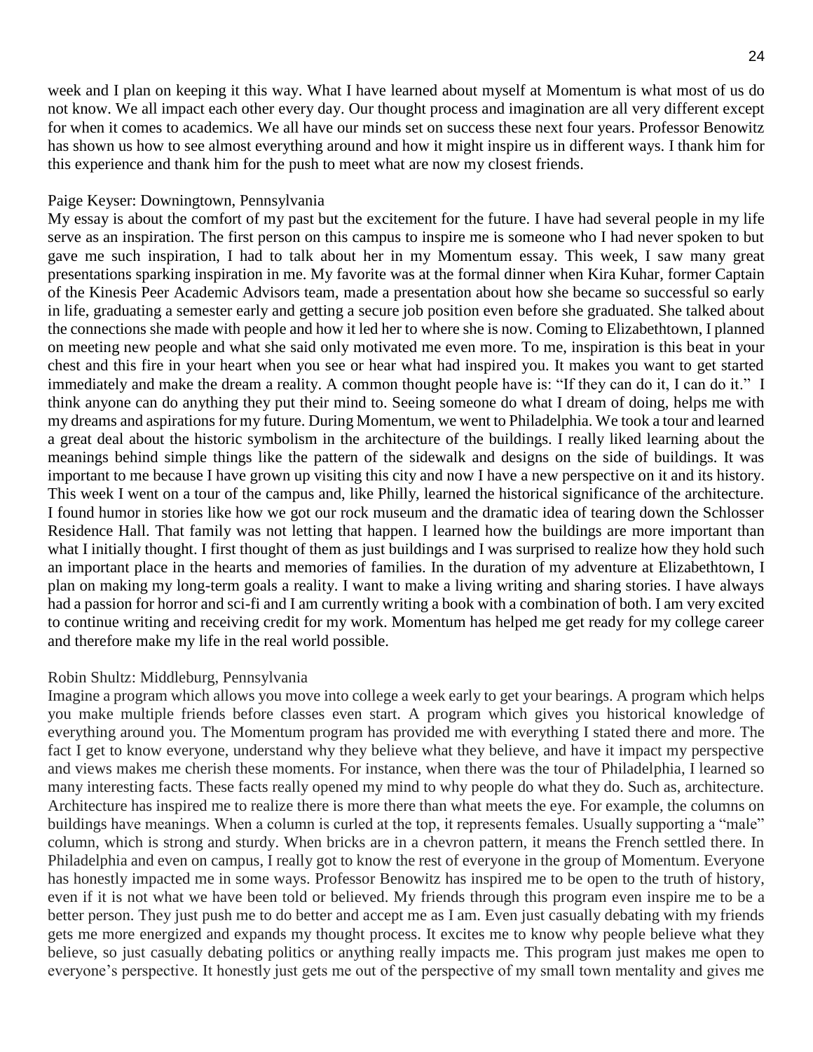week and I plan on keeping it this way. What I have learned about myself at Momentum is what most of us do not know. We all impact each other every day. Our thought process and imagination are all very different except for when it comes to academics. We all have our minds set on success these next four years. Professor Benowitz has shown us how to see almost everything around and how it might inspire us in different ways. I thank him for this experience and thank him for the push to meet what are now my closest friends.

Paige Keyser: Downingtown, Pennsylvania

My essay is about the comfort of my past but the excitement for the future. I have had several people in my life serve as an inspiration. The first person on this campus to inspire me is someone who I had never spoken to but gave me such inspiration, I had to talk about her in my Momentum essay. This week, I saw many great presentations sparking inspiration in me. My favorite was at the formal dinner when Kira Kuhar, former Captain of the Kinesis Peer Academic Advisors team, made a presentation about how she became so successful so early in life, graduating a semester early and getting a secure job position even before she graduated. She talked about the connections she made with people and how it led her to where she is now. Coming to Elizabethtown, I planned on meeting new people and what she said only motivated me even more. To me, inspiration is this beat in your chest and this fire in your heart when you see or hear what had inspired you. It makes you want to get started immediately and make the dream a reality. A common thought people have is: "If they can do it, I can do it." I think anyone can do anything they put their mind to. Seeing someone do what I dream of doing, helps me with my dreams and aspirations for my future. During Momentum, we went to Philadelphia. We took a tour and learned a great deal about the historic symbolism in the architecture of the buildings. I really liked learning about the meanings behind simple things like the pattern of the sidewalk and designs on the side of buildings. It was important to me because I have grown up visiting this city and now I have a new perspective on it and its history. This week I went on a tour of the campus and, like Philly, learned the historical significance of the architecture. I found humor in stories like how we got our rock museum and the dramatic idea of tearing down the Schlosser Residence Hall. That family was not letting that happen. I learned how the buildings are more important than what I initially thought. I first thought of them as just buildings and I was surprised to realize how they hold such an important place in the hearts and memories of families. In the duration of my adventure at Elizabethtown, I plan on making my long-term goals a reality. I want to make a living writing and sharing stories. I have always had a passion for horror and sci-fi and I am currently writing a book with a combination of both. I am very excited to continue writing and receiving credit for my work. Momentum has helped me get ready for my college career and therefore make my life in the real world possible.

Robin Shultz: Middleburg, Pennsylvania

Imagine a program which allows you move into college a week early to get your bearings. A program which helps you make multiple friends before classes even start. A program which gives you historical knowledge of everything around you. The Momentum program has provided me with everything I stated there and more. The fact I get to know everyone, understand why they believe what they believe, and have it impact my perspective and views makes me cherish these moments. For instance, when there was the tour of Philadelphia, I learned so many interesting facts. These facts really opened my mind to why people do what they do. Such as, architecture. Architecture has inspired me to realize there is more there than what meets the eye. For example, the columns on buildings have meanings. When a column is curled at the top, it represents females. Usually supporting a "male" column, which is strong and sturdy. When bricks are in a chevron pattern, it means the French settled there. In Philadelphia and even on campus, I really got to know the rest of everyone in the group of Momentum. Everyone has honestly impacted me in some ways. Professor Benowitz has inspired me to be open to the truth of history, even if it is not what we have been told or believed. My friends through this program even inspire me to be a better person. They just push me to do better and accept me as I am. Even just casually debating with my friends gets me more energized and expands my thought process. It excites me to know why people believe what they believe, so just casually debating politics or anything really impacts me. This program just makes me open to everyone's perspective. It honestly just gets me out of the perspective of my small town mentality and gives me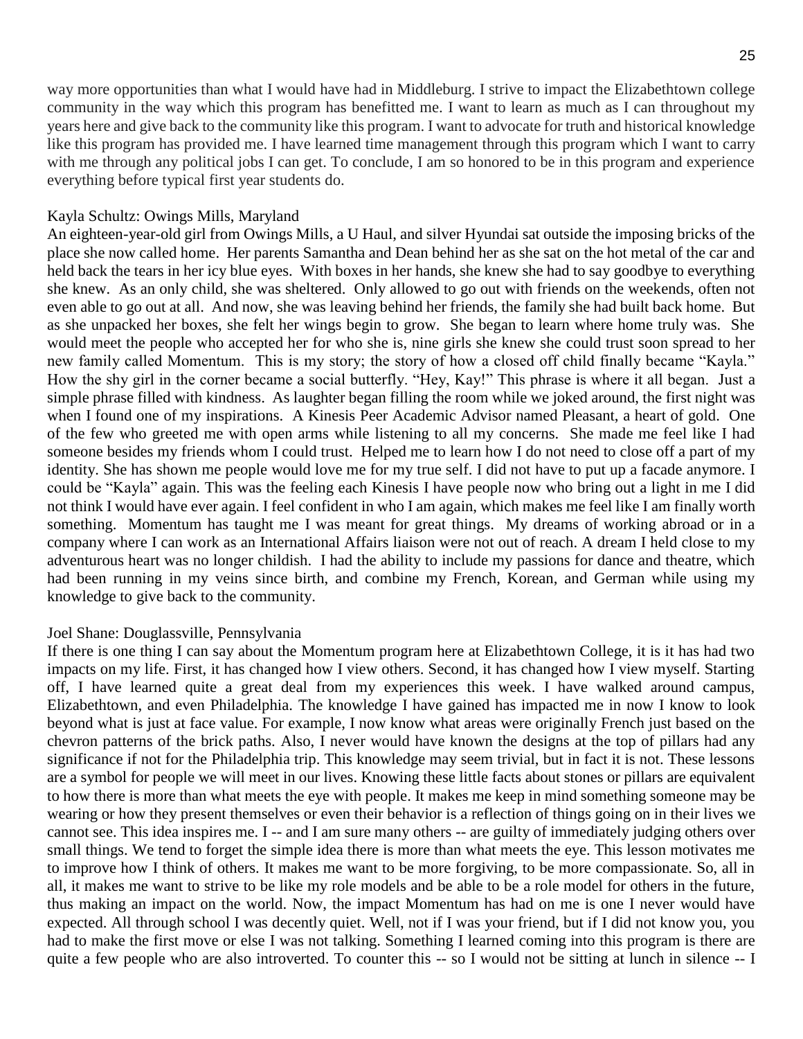way more opportunities than what I would have had in Middleburg. I strive to impact the Elizabethtown college community in the way which this program has benefitted me. I want to learn as much as I can throughout my years here and give back to the community like this program. I want to advocate for truth and historical knowledge like this program has provided me. I have learned time management through this program which I want to carry with me through any political jobs I can get. To conclude, I am so honored to be in this program and experience everything before typical first year students do.

Kayla Schultz: Owings Mills, Maryland

An eighteen-year-old girl from Owings Mills, a U Haul, and silver Hyundai sat outside the imposing bricks of the place she now called home. Her parents Samantha and Dean behind her as she sat on the hot metal of the car and held back the tears in her icy blue eyes. With boxes in her hands, she knew she had to say goodbye to everything she knew. As an only child, she was sheltered. Only allowed to go out with friends on the weekends, often not even able to go out at all. And now, she was leaving behind her friends, the family she had built back home. But as she unpacked her boxes, she felt her wings begin to grow. She began to learn where home truly was. She would meet the people who accepted her for who she is, nine girls she knew she could trust soon spread to her new family called Momentum. This is my story; the story of how a closed off child finally became "Kayla." How the shy girl in the corner became a social butterfly. "Hey, Kay!" This phrase is where it all began. Just a simple phrase filled with kindness. As laughter began filling the room while we joked around, the first night was when I found one of my inspirations. A Kinesis Peer Academic Advisor named Pleasant, a heart of gold. One of the few who greeted me with open arms while listening to all my concerns. She made me feel like I had someone besides my friends whom I could trust. Helped me to learn how I do not need to close off a part of my identity. She has shown me people would love me for my true self. I did not have to put up a facade anymore. I could be "Kayla" again. This was the feeling each Kinesis I have people now who bring out a light in me I did not think I would have ever again. I feel confident in who I am again, which makes me feel like I am finally worth something. Momentum has taught me I was meant for great things. My dreams of working abroad or in a company where I can work as an International Affairs liaison were not out of reach. A dream I held close to my adventurous heart was no longer childish. I had the ability to include my passions for dance and theatre, which had been running in my veins since birth, and combine my French, Korean, and German while using my knowledge to give back to the community.

Joel Shane: Douglassville, Pennsylvania

If there is one thing I can say about the Momentum program here at Elizabethtown College, it is it has had two impacts on my life. First, it has changed how I view others. Second, it has changed how I view myself. Starting off, I have learned quite a great deal from my experiences this week. I have walked around campus, Elizabethtown, and even Philadelphia. The knowledge I have gained has impacted me in now I know to look beyond what is just at face value. For example, I now know what areas were originally French just based on the chevron patterns of the brick paths. Also, I never would have known the designs at the top of pillars had any significance if not for the Philadelphia trip. This knowledge may seem trivial, but in fact it is not. These lessons are a symbol for people we will meet in our lives. Knowing these little facts about stones or pillars are equivalent to how there is more than what meets the eye with people. It makes me keep in mind something someone may be wearing or how they present themselves or even their behavior is a reflection of things going on in their lives we cannot see. This idea inspires me. I -- and I am sure many others -- are guilty of immediately judging others over small things. We tend to forget the simple idea there is more than what meets the eye. This lesson motivates me to improve how I think of others. It makes me want to be more forgiving, to be more compassionate. So, all in all, it makes me want to strive to be like my role models and be able to be a role model for others in the future, thus making an impact on the world. Now, the impact Momentum has had on me is one I never would have expected. All through school I was decently quiet. Well, not if I was your friend, but if I did not know you, you had to make the first move or else I was not talking. Something I learned coming into this program is there are quite a few people who are also introverted. To counter this -- so I would not be sitting at lunch in silence -- I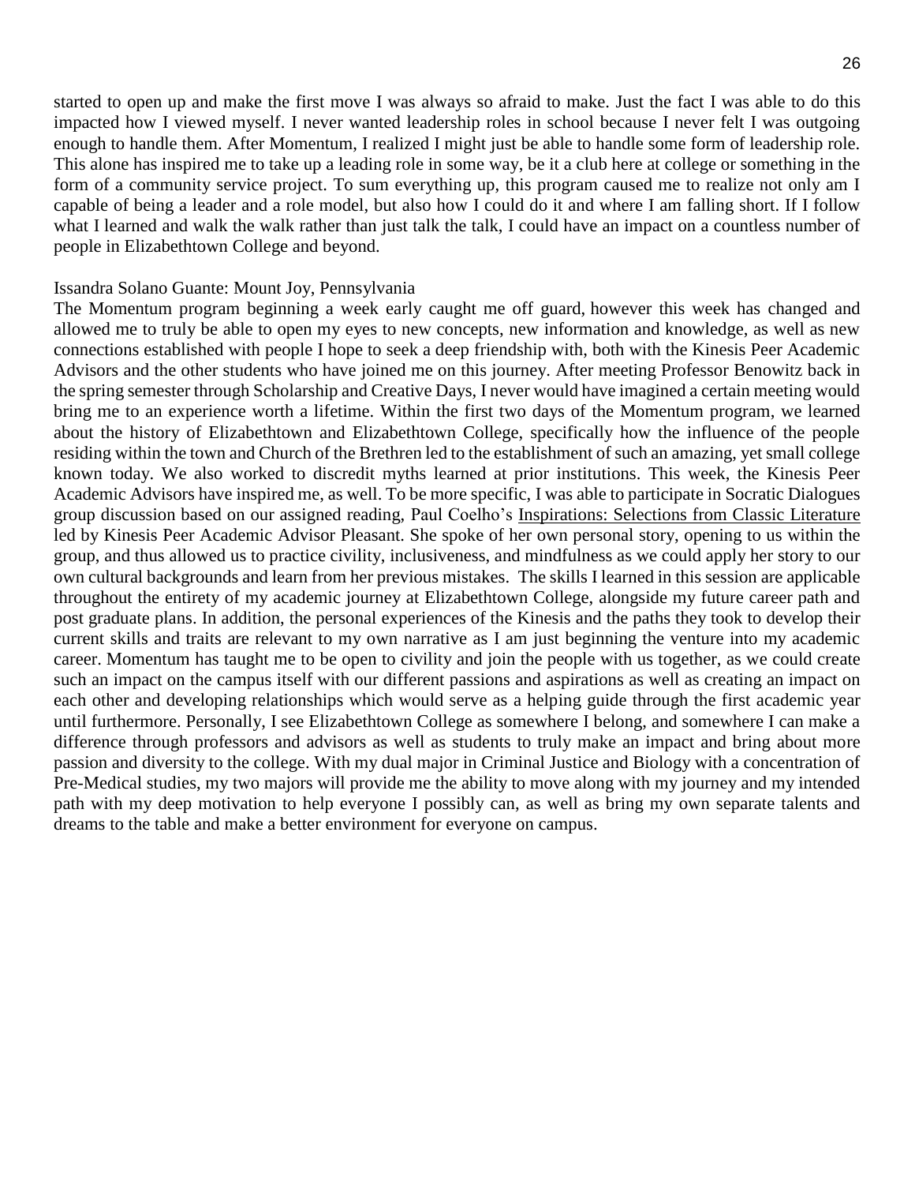started to open up and make the first move I was always so afraid to make. Just the fact I was able to do this impacted how I viewed myself. I never wanted leadership roles in school because I never felt I was outgoing enough to handle them. After Momentum, I realized I might just be able to handle some form of leadership role. This alone has inspired me to take up a leading role in some way, be it a club here at college or something in the form of a community service project. To sum everything up, this program caused me to realize not only am I capable of being a leader and a role model, but also how I could do it and where I am falling short. If I follow what I learned and walk the walk rather than just talk the talk, I could have an impact on a countless number of people in Elizabethtown College and beyond.

Issandra Solano Guante: Mount Joy, Pennsylvania

The Momentum program beginning a week early caught me off guard, however this week has changed and allowed me to truly be able to open my eyes to new concepts, new information and knowledge, as well as new connections established with people I hope to seek a deep friendship with, both with the Kinesis Peer Academic Advisors and the other students who have joined me on this journey. After meeting Professor Benowitz back in the spring semester through Scholarship and Creative Days, I never would have imagined a certain meeting would bring me to an experience worth a lifetime. Within the first two days of the Momentum program, we learned about the history of Elizabethtown and Elizabethtown College, specifically how the influence of the people residing within the town and Church of the Brethren led to the establishment of such an amazing, yet small college known today. We also worked to discredit myths learned at prior institutions. This week, the Kinesis Peer Academic Advisors have inspired me, as well. To be more specific, I was able to participate in Socratic Dialogues group discussion based on our assigned reading, Paul Coelho's <u>Inspirations: Selections from Classic Literature</u> led by Kinesis Peer Academic Advisor Pleasant. She spoke of her own personal story, opening to us within the group, and thus allowed us to practice civility, inclusiveness, and mindfulness as we could apply her story to our own cultural backgrounds and learn from her previous mistakes. The skills I learned in this session are applicable throughout the entirety of my academic journey at Elizabethtown College, alongside my future career path and post graduate plans. In addition, the personal experiences of the Kinesis and the paths they took to develop their current skills and traits are relevant to my own narrative as I am just beginning the venture into my academic career. Momentum has taught me to be open to civility and join the people with us together, as we could create such an impact on the campus itself with our different passions and aspirations as well as creating an impact on each other and developing relationships which would serve as a helping guide through the first academic year until furthermore. Personally, I see Elizabethtown College as somewhere I belong, and somewhere I can make a difference through professors and advisors as well as students to truly make an impact and bring about more passion and diversity to the college. With my dual major in Criminal Justice and Biology with a concentration of Pre-Medical studies, my two majors will provide me the ability to move along with my journey and my intended path with my deep motivation to help everyone I possibly can, as well as bring my own separate talents and dreams to the table and make a better environment for everyone on campus.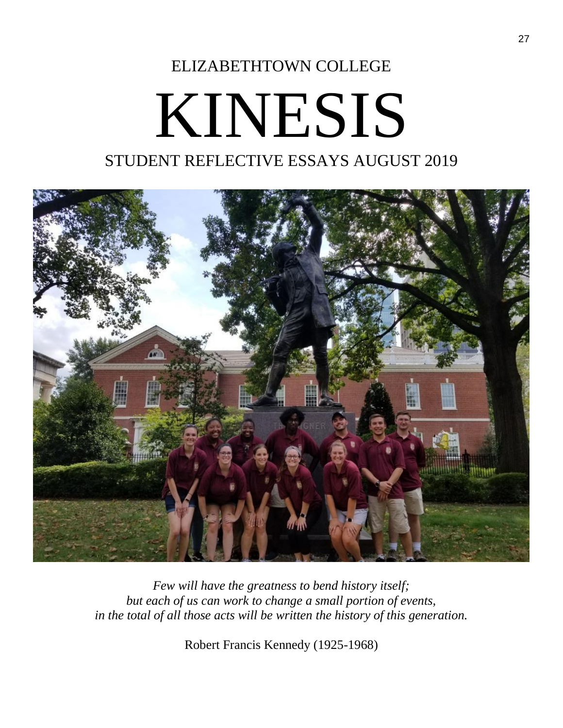ELIZABETHTOWN COLLEGE

# KINESIS

## STUDENT REFLECTIVE ESSAYS AUGUST 2019

*Few will have the greatness to bend history itself;*
*but each of us can work to change a small portion of events,*
*in the total of all those acts will be written the history of this generation.*

Robert Francis Kennedy (1925-1968)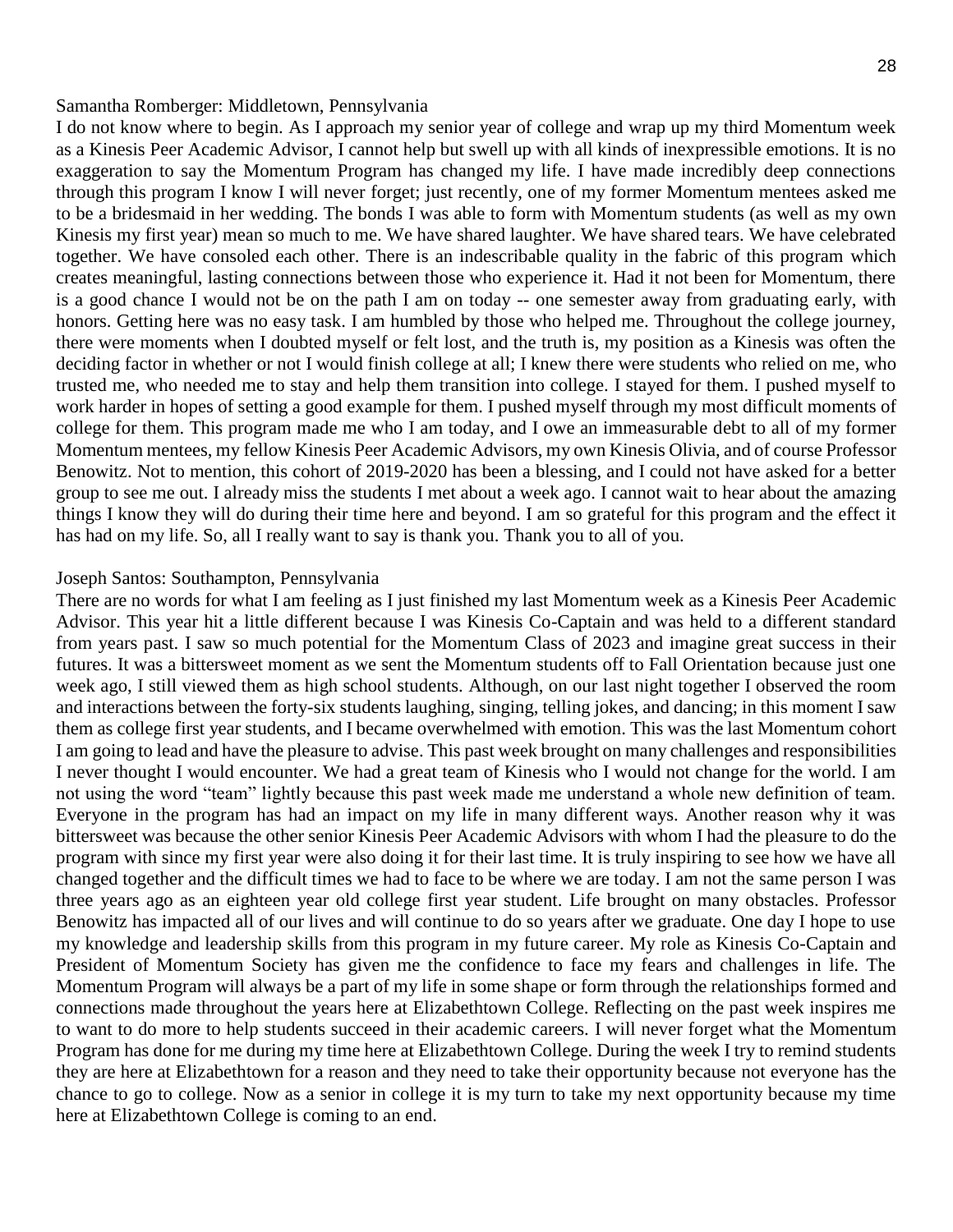Samantha Romberger: Middletown, Pennsylvania

I do not know where to begin. As I approach my senior year of college and wrap up my third Momentum week as a Kinesis Peer Academic Advisor, I cannot help but swell up with all kinds of inexpressible emotions. It is no exaggeration to say the Momentum Program has changed my life. I have made incredibly deep connections through this program I know I will never forget; just recently, one of my former Momentum mentees asked me to be a bridesmaid in her wedding. The bonds I was able to form with Momentum students (as well as my own Kinesis my first year) mean so much to me. We have shared laughter. We have shared tears. We have celebrated together. We have consoled each other. There is an indescribable quality in the fabric of this program which creates meaningful, lasting connections between those who experience it. Had it not been for Momentum, there is a good chance I would not be on the path I am on today -- one semester away from graduating early, with honors. Getting here was no easy task. I am humbled by those who helped me. Throughout the college journey, there were moments when I doubted myself or felt lost, and the truth is, my position as a Kinesis was often the deciding factor in whether or not I would finish college at all; I knew there were students who relied on me, who trusted me, who needed me to stay and help them transition into college. I stayed for them. I pushed myself to work harder in hopes of setting a good example for them. I pushed myself through my most difficult moments of college for them. This program made me who I am today, and I owe an immeasurable debt to all of my former Momentum mentees, my fellow Kinesis Peer Academic Advisors, my own Kinesis Olivia, and of course Professor Benowitz. Not to mention, this cohort of 2019-2020 has been a blessing, and I could not have asked for a better group to see me out. I already miss the students I met about a week ago. I cannot wait to hear about the amazing things I know they will do during their time here and beyond. I am so grateful for this program and the effect it has had on my life. So, all I really want to say is thank you. Thank you to all of you.

Joseph Santos: Southampton, Pennsylvania

There are no words for what I am feeling as I just finished my last Momentum week as a Kinesis Peer Academic Advisor. This year hit a little different because I was Kinesis Co-Captain and was held to a different standard from years past. I saw so much potential for the Momentum Class of 2023 and imagine great success in their futures. It was a bittersweet moment as we sent the Momentum students off to Fall Orientation because just one week ago, I still viewed them as high school students. Although, on our last night together I observed the room and interactions between the forty-six students laughing, singing, telling jokes, and dancing; in this moment I saw them as college first year students, and I became overwhelmed with emotion. This was the last Momentum cohort I am going to lead and have the pleasure to advise. This past week brought on many challenges and responsibilities I never thought I would encounter. We had a great team of Kinesis who I would not change for the world. I am not using the word "team" lightly because this past week made me understand a whole new definition of team. Everyone in the program has had an impact on my life in many different ways. Another reason why it was bittersweet was because the other senior Kinesis Peer Academic Advisors with whom I had the pleasure to do the program with since my first year were also doing it for their last time. It is truly inspiring to see how we have all changed together and the difficult times we had to face to be where we are today. I am not the same person I was three years ago as an eighteen year old college first year student. Life brought on many obstacles. Professor Benowitz has impacted all of our lives and will continue to do so years after we graduate. One day I hope to use my knowledge and leadership skills from this program in my future career. My role as Kinesis Co-Captain and President of Momentum Society has given me the confidence to face my fears and challenges in life. The Momentum Program will always be a part of my life in some shape or form through the relationships formed and connections made throughout the years here at Elizabethtown College. Reflecting on the past week inspires me to want to do more to help students succeed in their academic careers. I will never forget what the Momentum Program has done for me during my time here at Elizabethtown College. During the week I try to remind students they are here at Elizabethtown for a reason and they need to take their opportunity because not everyone has the chance to go to college. Now as a senior in college it is my turn to take my next opportunity because my time here at Elizabethtown College is coming to an end.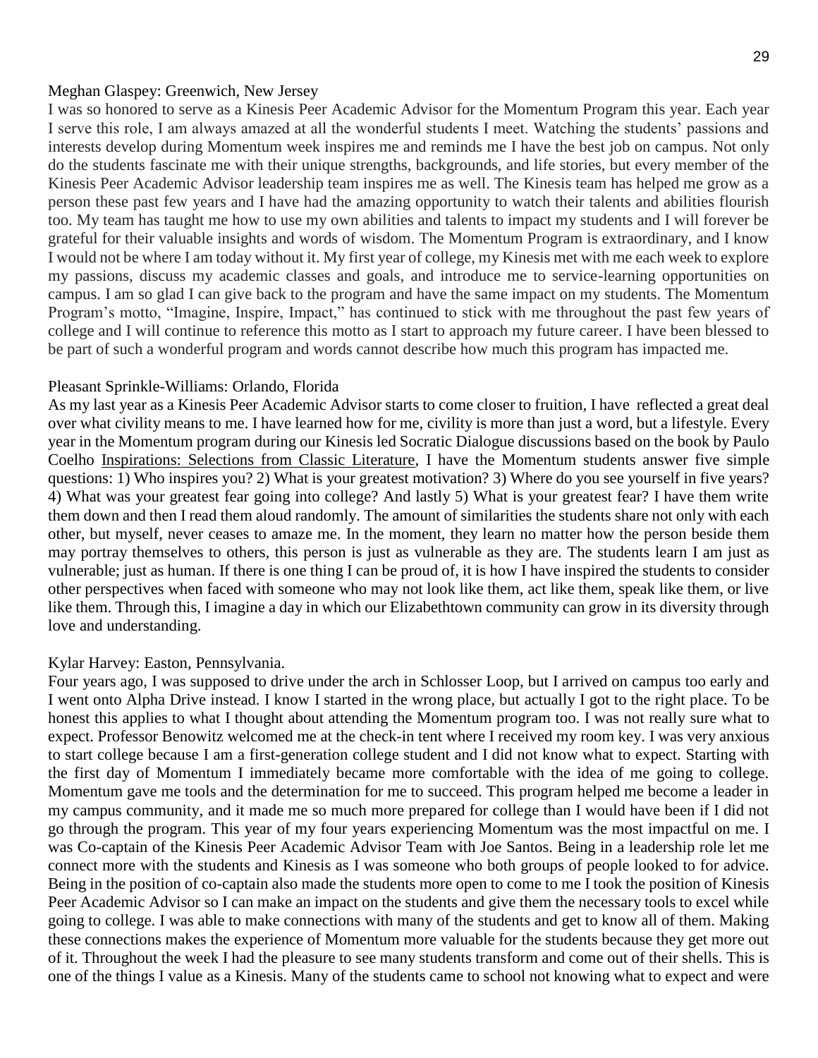Meghan Glaspey: Greenwich, New Jersey

I was so honored to serve as a Kinesis Peer Academic Advisor for the Momentum Program this year. Each year I serve this role, I am always amazed at all the wonderful students I meet. Watching the students' passions and interests develop during Momentum week inspires me and reminds me I have the best job on campus. Not only do the students fascinate me with their unique strengths, backgrounds, and life stories, but every member of the Kinesis Peer Academic Advisor leadership team inspires me as well. The Kinesis team has helped me grow as a person these past few years and I have had the amazing opportunity to watch their talents and abilities flourish too. My team has taught me how to use my own abilities and talents to impact my students and I will forever be grateful for their valuable insights and words of wisdom. The Momentum Program is extraordinary, and I know I would not be where I am today without it. My first year of college, my Kinesis met with me each week to explore my passions, discuss my academic classes and goals, and introduce me to service-learning opportunities on campus. I am so glad I can give back to the program and have the same impact on my students. The Momentum Program's motto, "Imagine, Inspire, Impact," has continued to stick with me throughout the past few years of college and I will continue to reference this motto as I start to approach my future career. I have been blessed to be part of such a wonderful program and words cannot describe how much this program has impacted me.

Pleasant Sprinkle-Williams: Orlando, Florida

As my last year as a Kinesis Peer Academic Advisor starts to come closer to fruition, I have reflected a great deal over what civility means to me. I have learned how for me, civility is more than just a word, but a lifestyle. Every year in the Momentum program during our Kinesis led Socratic Dialogue discussions based on the book by Paulo Coelho Inspirations: Selections from Classic Literature, I have the Momentum students answer five simple questions: 1) Who inspires you? 2) What is your greatest motivation? 3) Where do you see yourself in five years? 4) What was your greatest fear going into college? And lastly 5) What is your greatest fear? I have them write them down and then I read them aloud randomly. The amount of similarities the students share not only with each other, but myself, never ceases to amaze me. In the moment, they learn no matter how the person beside them may portray themselves to others, this person is just as vulnerable as they are. The students learn I am just as vulnerable; just as human. If there is one thing I can be proud of, it is how I have inspired the students to consider other perspectives when faced with someone who may not look like them, act like them, speak like them, or live like them. Through this, I imagine a day in which our Elizabethtown community can grow in its diversity through love and understanding.

Kylar Harvey: Easton, Pennsylvania.

Four years ago, I was supposed to drive under the arch in Schlosser Loop, but I arrived on campus too early and I went onto Alpha Drive instead. I know I started in the wrong place, but actually I got to the right place. To be honest this applies to what I thought about attending the Momentum program too. I was not really sure what to expect. Professor Benowitz welcomed me at the check-in tent where I received my room key. I was very anxious to start college because I am a first-generation college student and I did not know what to expect. Starting with the first day of Momentum I immediately became more comfortable with the idea of me going to college. Momentum gave me tools and the determination for me to succeed. This program helped me become a leader in my campus community, and it made me so much more prepared for college than I would have been if I did not go through the program. This year of my four years experiencing Momentum was the most impactful on me. I was Co-captain of the Kinesis Peer Academic Advisor Team with Joe Santos. Being in a leadership role let me connect more with the students and Kinesis as I was someone who both groups of people looked to for advice. Being in the position of co-captain also made the students more open to come to me I took the position of Kinesis Peer Academic Advisor so I can make an impact on the students and give them the necessary tools to excel while going to college. I was able to make connections with many of the students and get to know all of them. Making these connections makes the experience of Momentum more valuable for the students because they get more out of it. Throughout the week I had the pleasure to see many students transform and come out of their shells. This is one of the things I value as a Kinesis. Many of the students came to school not knowing what to expect and were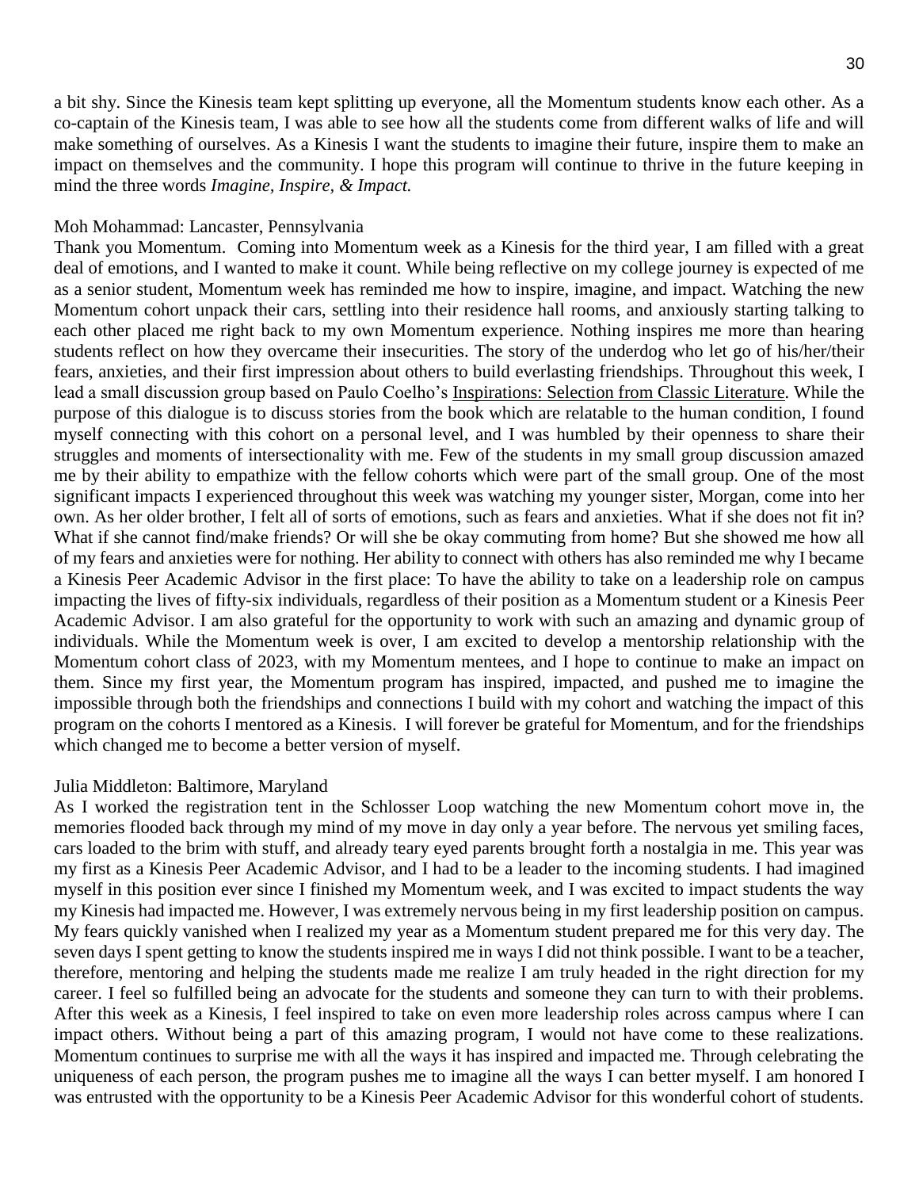a bit shy. Since the Kinesis team kept splitting up everyone, all the Momentum students know each other. As a co-captain of the Kinesis team, I was able to see how all the students come from different walks of life and will make something of ourselves. As a Kinesis I want the students to imagine their future, inspire them to make an impact on themselves and the community. I hope this program will continue to thrive in the future keeping in mind the three words *Imagine, Inspire, & Impact.*

Moh Mohammad: Lancaster, Pennsylvania

Thank you Momentum. Coming into Momentum week as a Kinesis for the third year, I am filled with a great deal of emotions, and I wanted to make it count. While being reflective on my college journey is expected of me as a senior student, Momentum week has reminded me how to inspire, imagine, and impact. Watching the new Momentum cohort unpack their cars, settling into their residence hall rooms, and anxiously starting talking to each other placed me right back to my own Momentum experience. Nothing inspires me more than hearing students reflect on how they overcame their insecurities. The story of the underdog who let go of his/her/their fears, anxieties, and their first impression about others to build everlasting friendships. Throughout this week, I lead a small discussion group based on Paulo Coelho's <u>Inspirations: Selection from Classic Literature</u>. While the purpose of this dialogue is to discuss stories from the book which are relatable to the human condition, I found myself connecting with this cohort on a personal level, and I was humbled by their openness to share their struggles and moments of intersectionality with me. Few of the students in my small group discussion amazed me by their ability to empathize with the fellow cohorts which were part of the small group. One of the most significant impacts I experienced throughout this week was watching my younger sister, Morgan, come into her own. As her older brother, I felt all of sorts of emotions, such as fears and anxieties. What if she does not fit in? What if she cannot find/make friends? Or will she be okay commuting from home? But she showed me how all of my fears and anxieties were for nothing. Her ability to connect with others has also reminded me why I became a Kinesis Peer Academic Advisor in the first place: To have the ability to take on a leadership role on campus impacting the lives of fifty-six individuals, regardless of their position as a Momentum student or a Kinesis Peer Academic Advisor. I am also grateful for the opportunity to work with such an amazing and dynamic group of individuals. While the Momentum week is over, I am excited to develop a mentorship relationship with the Momentum cohort class of 2023, with my Momentum mentees, and I hope to continue to make an impact on them. Since my first year, the Momentum program has inspired, impacted, and pushed me to imagine the impossible through both the friendships and connections I build with my cohort and watching the impact of this program on the cohorts I mentored as a Kinesis. I will forever be grateful for Momentum, and for the friendships which changed me to become a better version of myself.

Julia Middleton: Baltimore, Maryland

As I worked the registration tent in the Schlosser Loop watching the new Momentum cohort move in, the memories flooded back through my mind of my move in day only a year before. The nervous yet smiling faces, cars loaded to the brim with stuff, and already teary eyed parents brought forth a nostalgia in me. This year was my first as a Kinesis Peer Academic Advisor, and I had to be a leader to the incoming students. I had imagined myself in this position ever since I finished my Momentum week, and I was excited to impact students the way my Kinesis had impacted me. However, I was extremely nervous being in my first leadership position on campus. My fears quickly vanished when I realized my year as a Momentum student prepared me for this very day. The seven days I spent getting to know the students inspired me in ways I did not think possible. I want to be a teacher, therefore, mentoring and helping the students made me realize I am truly headed in the right direction for my career. I feel so fulfilled being an advocate for the students and someone they can turn to with their problems. After this week as a Kinesis, I feel inspired to take on even more leadership roles across campus where I can impact others. Without being a part of this amazing program, I would not have come to these realizations. Momentum continues to surprise me with all the ways it has inspired and impacted me. Through celebrating the uniqueness of each person, the program pushes me to imagine all the ways I can better myself. I am honored I was entrusted with the opportunity to be a Kinesis Peer Academic Advisor for this wonderful cohort of students.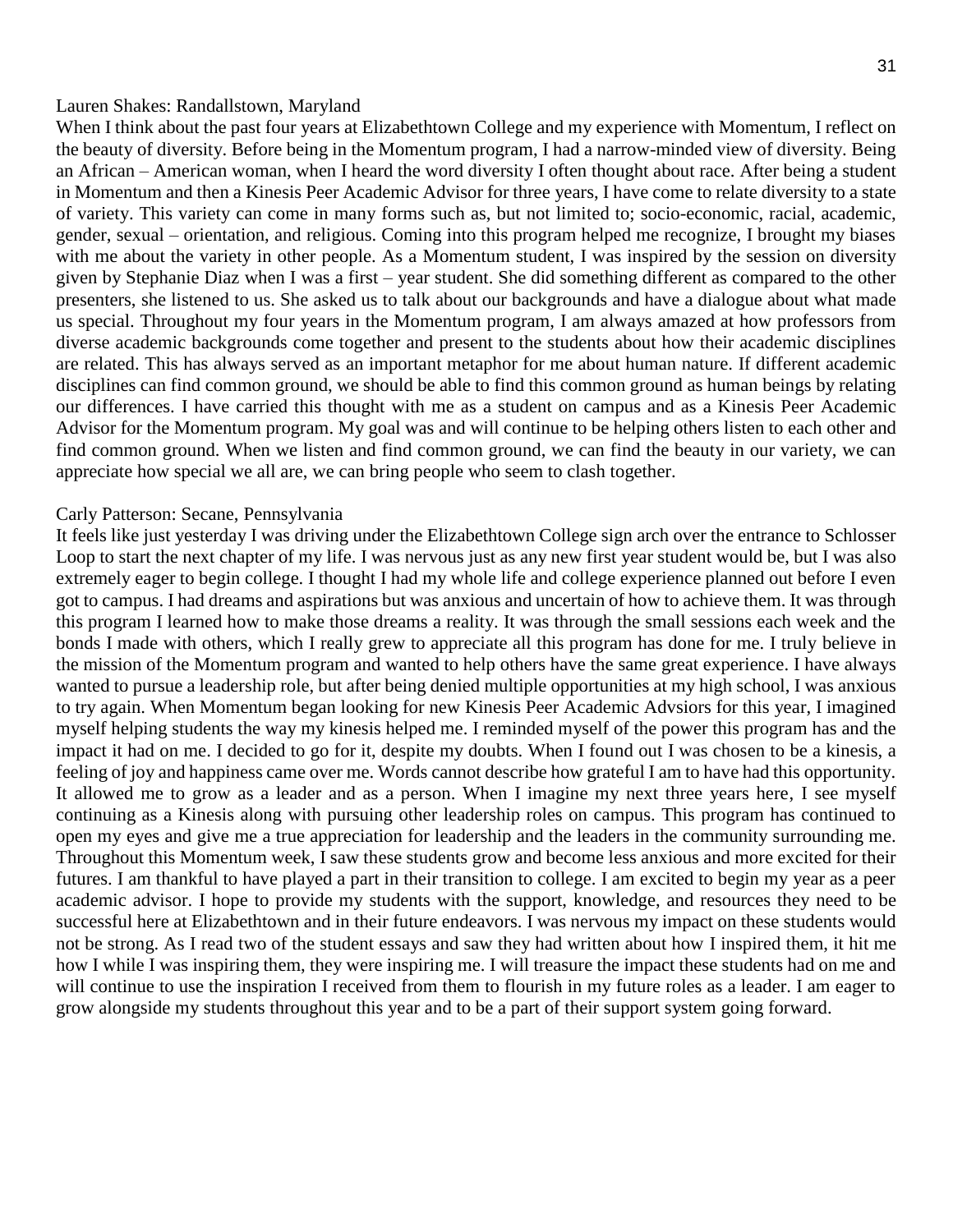Lauren Shakes: Randallstown, Maryland

When I think about the past four years at Elizabethtown College and my experience with Momentum, I reflect on the beauty of diversity. Before being in the Momentum program, I had a narrow-minded view of diversity. Being an African – American woman, when I heard the word diversity I often thought about race. After being a student in Momentum and then a Kinesis Peer Academic Advisor for three years, I have come to relate diversity to a state of variety. This variety can come in many forms such as, but not limited to; socio-economic, racial, academic, gender, sexual – orientation, and religious. Coming into this program helped me recognize, I brought my biases with me about the variety in other people. As a Momentum student, I was inspired by the session on diversity given by Stephanie Diaz when I was a first – year student. She did something different as compared to the other presenters, she listened to us. She asked us to talk about our backgrounds and have a dialogue about what made us special. Throughout my four years in the Momentum program, I am always amazed at how professors from diverse academic backgrounds come together and present to the students about how their academic disciplines are related. This has always served as an important metaphor for me about human nature. If different academic disciplines can find common ground, we should be able to find this common ground as human beings by relating our differences. I have carried this thought with me as a student on campus and as a Kinesis Peer Academic Advisor for the Momentum program. My goal was and will continue to be helping others listen to each other and find common ground. When we listen and find common ground, we can find the beauty in our variety, we can appreciate how special we all are, we can bring people who seem to clash together.

Carly Patterson: Secane, Pennsylvania

It feels like just yesterday I was driving under the Elizabethtown College sign arch over the entrance to Schlosser Loop to start the next chapter of my life. I was nervous just as any new first year student would be, but I was also extremely eager to begin college. I thought I had my whole life and college experience planned out before I even got to campus. I had dreams and aspirations but was anxious and uncertain of how to achieve them. It was through this program I learned how to make those dreams a reality. It was through the small sessions each week and the bonds I made with others, which I really grew to appreciate all this program has done for me. I truly believe in the mission of the Momentum program and wanted to help others have the same great experience. I have always wanted to pursue a leadership role, but after being denied multiple opportunities at my high school, I was anxious to try again. When Momentum began looking for new Kinesis Peer Academic Advsiors for this year, I imagined myself helping students the way my kinesis helped me. I reminded myself of the power this program has and the impact it had on me. I decided to go for it, despite my doubts. When I found out I was chosen to be a kinesis, a feeling of joy and happiness came over me. Words cannot describe how grateful I am to have had this opportunity. It allowed me to grow as a leader and as a person. When I imagine my next three years here, I see myself continuing as a Kinesis along with pursuing other leadership roles on campus. This program has continued to open my eyes and give me a true appreciation for leadership and the leaders in the community surrounding me. Throughout this Momentum week, I saw these students grow and become less anxious and more excited for their futures. I am thankful to have played a part in their transition to college. I am excited to begin my year as a peer academic advisor. I hope to provide my students with the support, knowledge, and resources they need to be successful here at Elizabethtown and in their future endeavors. I was nervous my impact on these students would not be strong. As I read two of the student essays and saw they had written about how I inspired them, it hit me how I while I was inspiring them, they were inspiring me. I will treasure the impact these students had on me and will continue to use the inspiration I received from them to flourish in my future roles as a leader. I am eager to grow alongside my students throughout this year and to be a part of their support system going forward.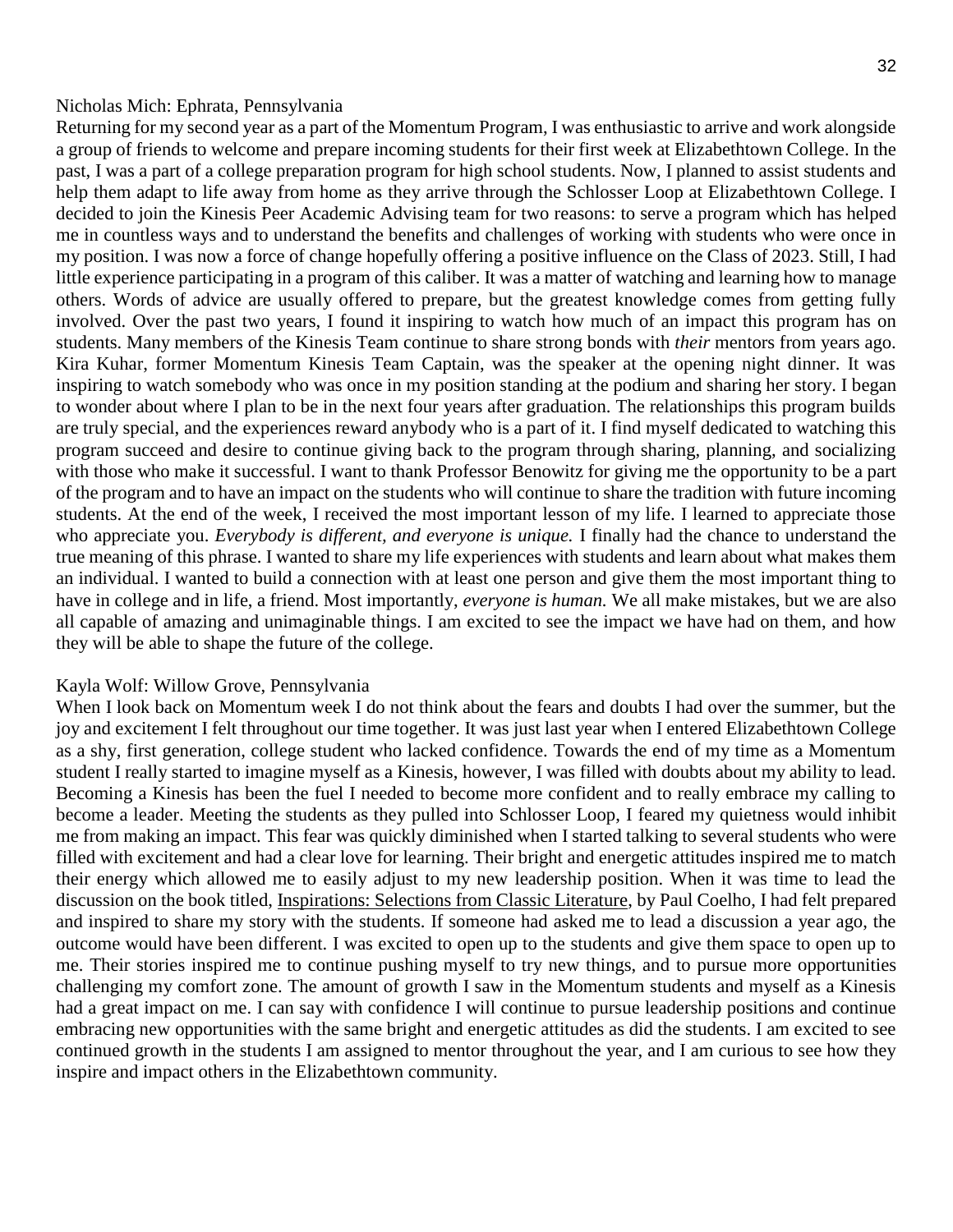Nicholas Mich: Ephrata, Pennsylvania

Returning for my second year as a part of the Momentum Program, I was enthusiastic to arrive and work alongside a group of friends to welcome and prepare incoming students for their first week at Elizabethtown College. In the past, I was a part of a college preparation program for high school students. Now, I planned to assist students and help them adapt to life away from home as they arrive through the Schlosser Loop at Elizabethtown College. I decided to join the Kinesis Peer Academic Advising team for two reasons: to serve a program which has helped me in countless ways and to understand the benefits and challenges of working with students who were once in my position. I was now a force of change hopefully offering a positive influence on the Class of 2023. Still, I had little experience participating in a program of this caliber. It was a matter of watching and learning how to manage others. Words of advice are usually offered to prepare, but the greatest knowledge comes from getting fully involved. Over the past two years, I found it inspiring to watch how much of an impact this program has on students. Many members of the Kinesis Team continue to share strong bonds with *their* mentors from years ago. Kira Kuhar, former Momentum Kinesis Team Captain, was the speaker at the opening night dinner. It was inspiring to watch somebody who was once in my position standing at the podium and sharing her story. I began to wonder about where I plan to be in the next four years after graduation. The relationships this program builds are truly special, and the experiences reward anybody who is a part of it. I find myself dedicated to watching this program succeed and desire to continue giving back to the program through sharing, planning, and socializing with those who make it successful. I want to thank Professor Benowitz for giving me the opportunity to be a part of the program and to have an impact on the students who will continue to share the tradition with future incoming students. At the end of the week, I received the most important lesson of my life. I learned to appreciate those who appreciate you. *Everybody is different, and everyone is unique.* I finally had the chance to understand the true meaning of this phrase. I wanted to share my life experiences with students and learn about what makes them an individual. I wanted to build a connection with at least one person and give them the most important thing to have in college and in life, a friend. Most importantly, *everyone is human.* We all make mistakes, but we are also all capable of amazing and unimaginable things. I am excited to see the impact we have had on them, and how they will be able to shape the future of the college.

Kayla Wolf: Willow Grove, Pennsylvania

When I look back on Momentum week I do not think about the fears and doubts I had over the summer, but the joy and excitement I felt throughout our time together. It was just last year when I entered Elizabethtown College as a shy, first generation, college student who lacked confidence. Towards the end of my time as a Momentum student I really started to imagine myself as a Kinesis, however, I was filled with doubts about my ability to lead. Becoming a Kinesis has been the fuel I needed to become more confident and to really embrace my calling to become a leader. Meeting the students as they pulled into Schlosser Loop, I feared my quietness would inhibit me from making an impact. This fear was quickly diminished when I started talking to several students who were filled with excitement and had a clear love for learning. Their bright and energetic attitudes inspired me to match their energy which allowed me to easily adjust to my new leadership position. When it was time to lead the discussion on the book titled, Inspirations: Selections from Classic Literature, by Paul Coelho, I had felt prepared and inspired to share my story with the students. If someone had asked me to lead a discussion a year ago, the outcome would have been different. I was excited to open up to the students and give them space to open up to me. Their stories inspired me to continue pushing myself to try new things, and to pursue more opportunities challenging my comfort zone. The amount of growth I saw in the Momentum students and myself as a Kinesis had a great impact on me. I can say with confidence I will continue to pursue leadership positions and continue embracing new opportunities with the same bright and energetic attitudes as did the students. I am excited to see continued growth in the students I am assigned to mentor throughout the year, and I am curious to see how they inspire and impact others in the Elizabethtown community.